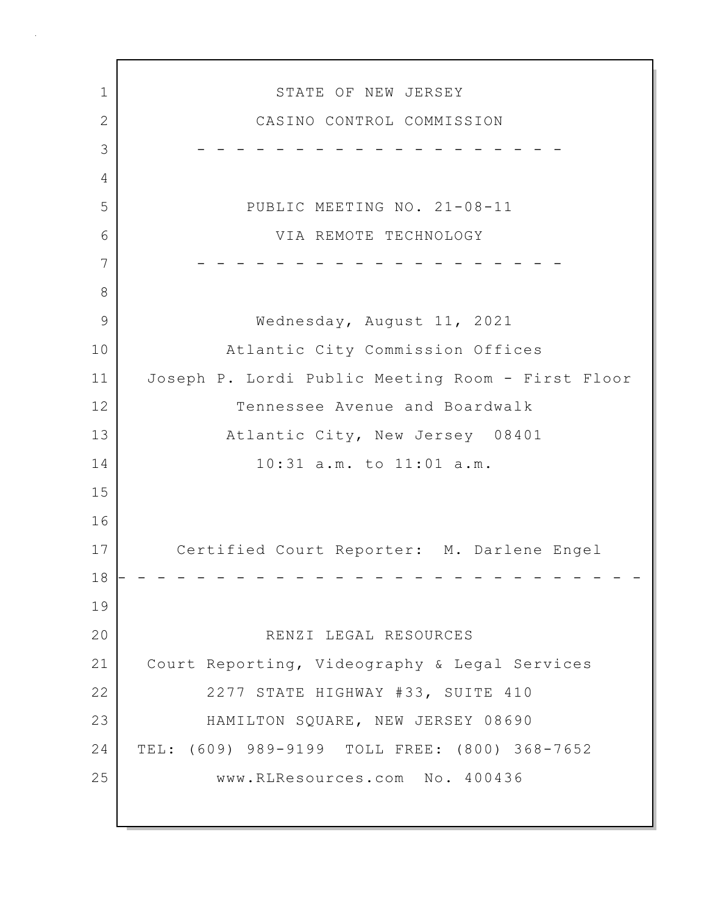STATE OF NEW JERSEY

CASINO CONTROL COMMISSION

- - - - - - - - - - - - - - - - - - - - -

PUBLIC MEETING NO. 21-08-11

VIA REMOTE TECHNOLOGY

- - - - - - - - - - - - - - - - - - - - -

Wednesday, August 11, 2021

Atlantic City Commission Offices

Joseph P. Lordi Public Meeting Room - First Floor

Tennessee Avenue and Boardwalk

Atlantic City, New Jersey 08401

10:31 a.m. to 11:01 a.m.

Certified Court Reporter: M. Darlene Engel

- - - - - - - - - - - - - - - - - - - - - - - - - - - -

RENZI LEGAL RESOURCES

Court Reporting, Videography & Legal Services

2277 STATE HIGHWAY #33, SUITE 410

HAMILTON SQUARE, NEW JERSEY 08690

TEL: (609) 989-9199 TOLL FREE: (800) 368-7652

www.RLResources.com No. 400436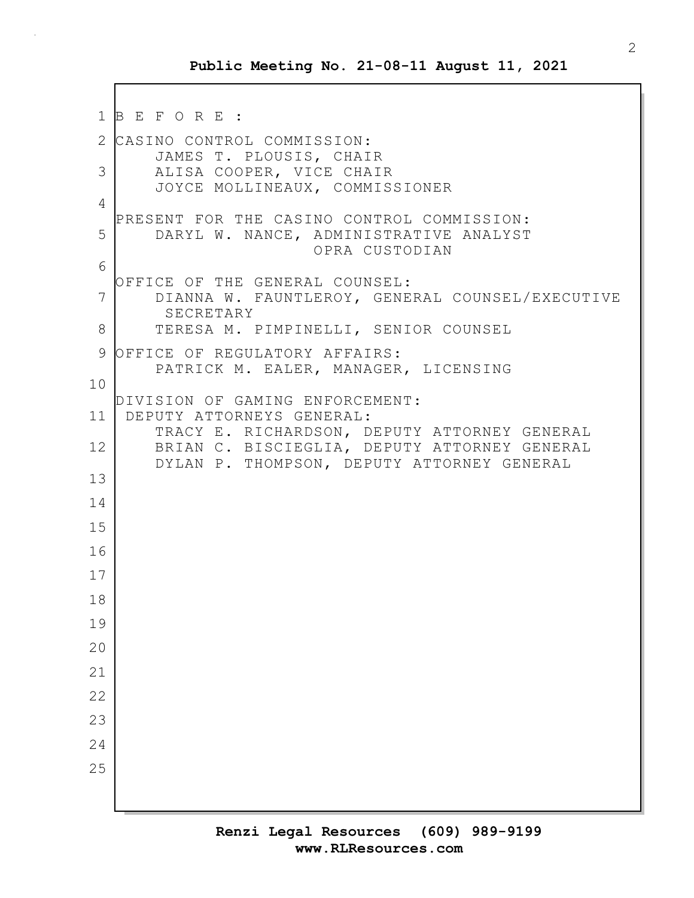B E F O R E :

CASINO CONTROL COMMISSION:
JAMES T. PLOUSIS, CHAIR
ALISA COOPER, VICE CHAIR
JOYCE MOLLINEAUX, COMMISSIONER

PRESENT FOR THE CASINO CONTROL COMMISSION:
DARYL W. NANCE, ADMINISTRATIVE ANALYST
OPRA CUSTODIAN

OFFICE OF THE GENERAL COUNSEL:
DIANNA W. FAUNTLEROY, GENERAL COUNSEL/EXECUTIVE SECRETARY
TERESA M. PIMPINELLI, SENIOR COUNSEL

OFFICE OF REGULATORY AFFAIRS:
PATRICK M. EALER, MANAGER, LICENSING

DIVISION OF GAMING ENFORCEMENT:
DEPUTY ATTORNEYS GENERAL:
TRACY E. RICHARDSON, DEPUTY ATTORNEY GENERAL
BRIAN C. BISCIEGLIA, DEPUTY ATTORNEY GENERAL
DYLAN P. THOMPSON, DEPUTY ATTORNEY GENERAL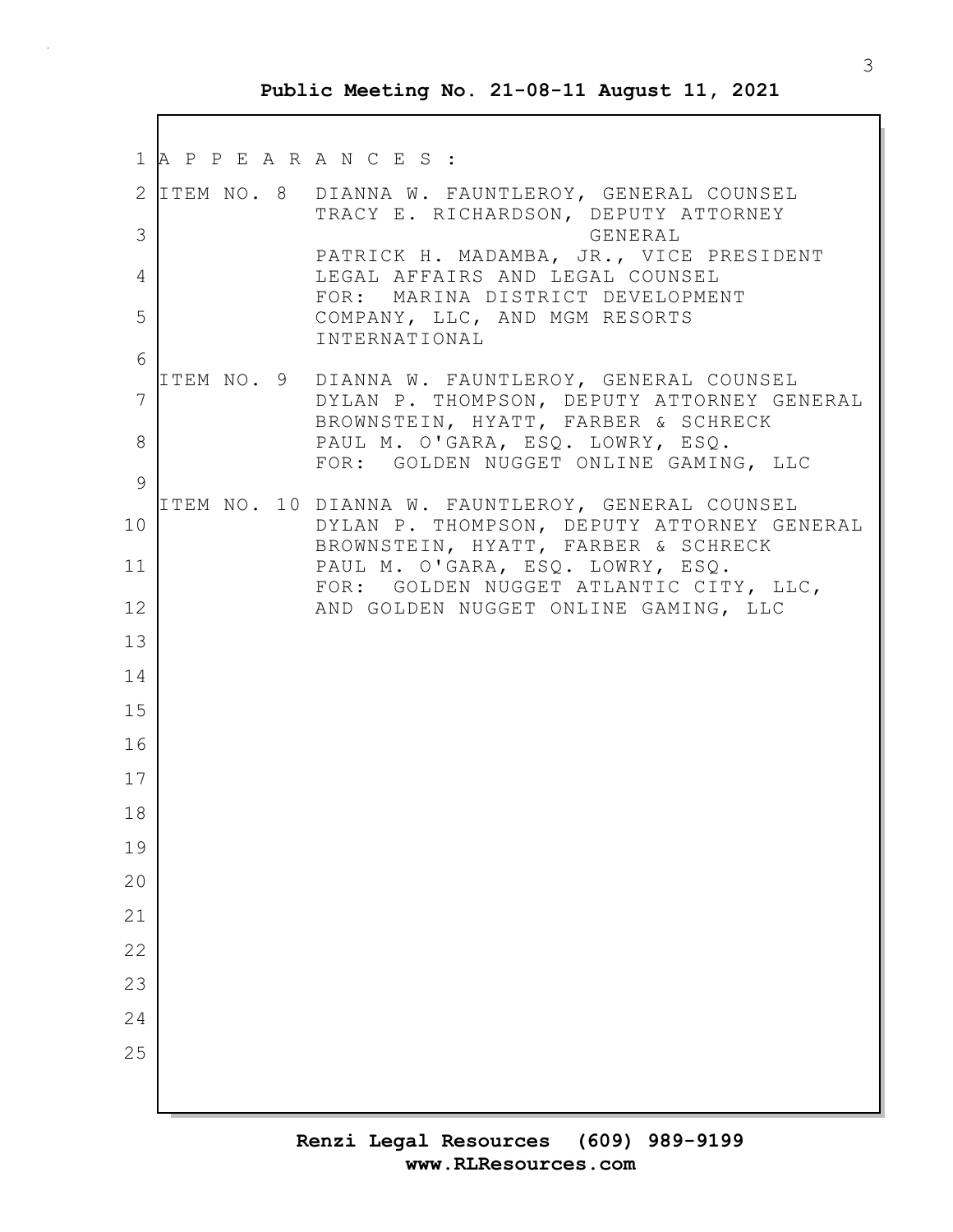A P P E A R A N C E S :

ITEM NO. 8 DIANNA W. FAUNTLEROY, GENERAL COUNSEL
TRACY E. RICHARDSON, DEPUTY ATTORNEY GENERAL
PATRICK H. MADAMBA, JR., VICE PRESIDENT LEGAL AFFAIRS AND LEGAL COUNSEL
FOR: MARINA DISTRICT DEVELOPMENT COMPANY, LLC, AND MGM RESORTS INTERNATIONAL

ITEM NO. 9 DIANNA W. FAUNTLEROY, GENERAL COUNSEL
DYLAN P. THOMPSON, DEPUTY ATTORNEY GENERAL
BROWNSTEIN, HYATT, FARBER & SCHRECK
PAUL M. O'GARA, ESQ. LOWRY, ESQ.
FOR: GOLDEN NUGGET ONLINE GAMING, LLC

ITEM NO. 10 DIANNA W. FAUNTLEROY, GENERAL COUNSEL
DYLAN P. THOMPSON, DEPUTY ATTORNEY GENERAL
BROWNSTEIN, HYATT, FARBER & SCHRECK
PAUL M. O'GARA, ESQ. LOWRY, ESQ.
FOR: GOLDEN NUGGET ATLANTIC CITY, LLC, AND GOLDEN NUGGET ONLINE GAMING, LLC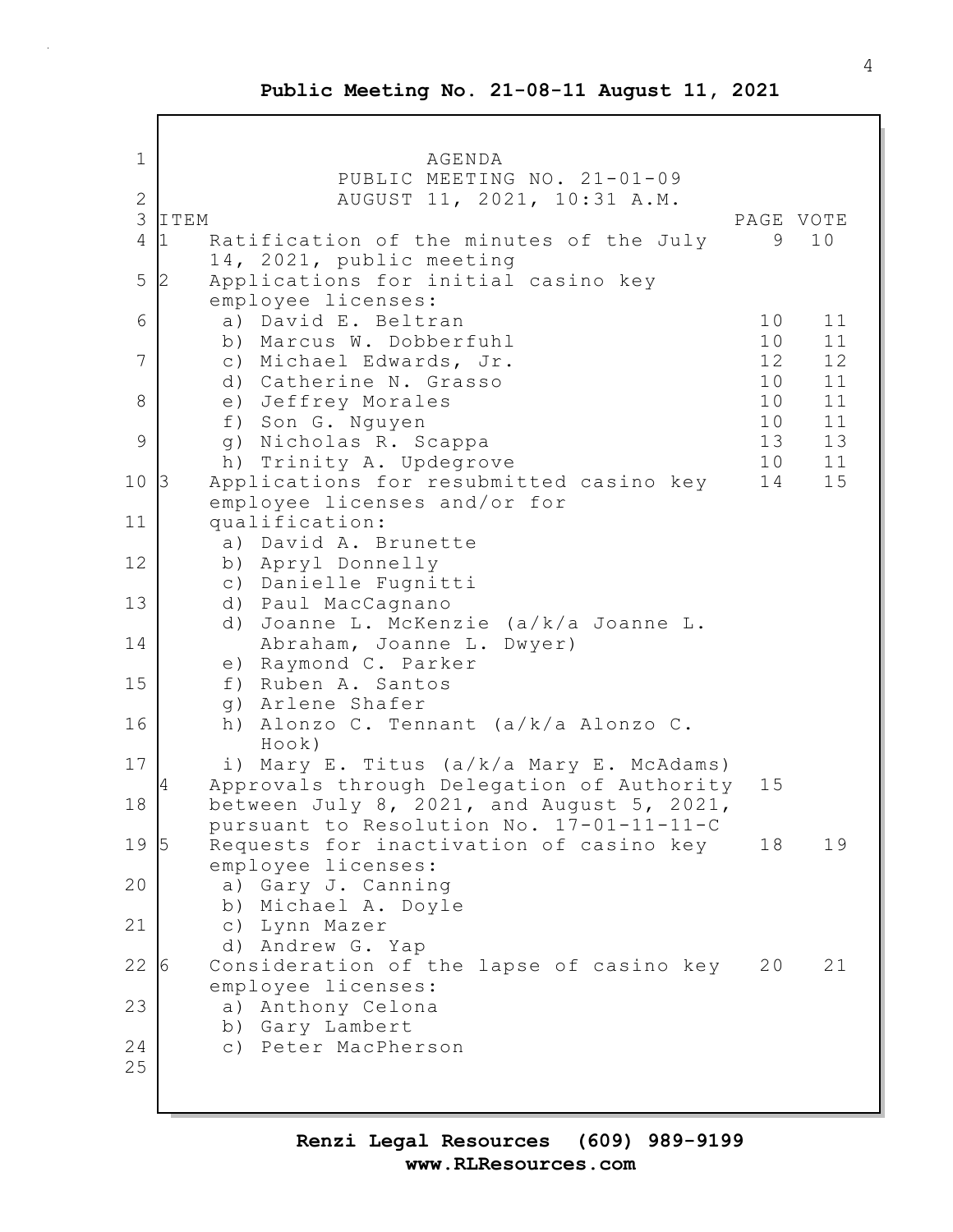# AGENDA

PUBLIC MEETING NO. 21-01-09
AUGUST 11, 2021, 10:31 A.M.

| ITEM | | PAGE | VOTE |
|---|---|---|---|
| 1 | Ratification of the minutes of the July 14, 2021, public meeting | 9 | 10 |
| 2 | Applications for initial casino key employee licenses: | | |
| | a) David E. Beltran | 10 | 11 |
| | b) Marcus W. Dobberfuhl | 10 | 11 |
| | c) Michael Edwards, Jr. | 12 | 12 |
| | d) Catherine N. Grasso | 10 | 11 |
| | e) Jeffrey Morales | 10 | 11 |
| | f) Son G. Nguyen | 10 | 11 |
| | g) Nicholas R. Scappa | 13 | 13 |
| | h) Trinity A. Updegrove | 10 | 11 |
| 3 | Applications for resubmitted casino key employee licenses and/or for qualification: | 14 | 15 |
| | a) David A. Brunette | | |
| | b) Apryl Donnelly | | |
| | c) Danielle Fugnitti | | |
| | d) Paul MacCagnano | | |
| | d) Joanne L. McKenzie (a/k/a Joanne L. Abraham, Joanne L. Dwyer) | | |
| | e) Raymond C. Parker | | |
| | f) Ruben A. Santos | | |
| | g) Arlene Shafer | | |
| | h) Alonzo C. Tennant (a/k/a Alonzo C. Hook) | | |
| | i) Mary E. Titus (a/k/a Mary E. McAdams) | | |
| 4 | Approvals through Delegation of Authority between July 8, 2021, and August 5, 2021, pursuant to Resolution No. 17-01-11-11-C | 15 | |
| 5 | Requests for inactivation of casino key employee licenses: | 18 | 19 |
| | a) Gary J. Canning | | |
| | b) Michael A. Doyle | | |
| | c) Lynn Mazer | | |
| | d) Andrew G. Yap | | |
| 6 | Consideration of the lapse of casino key employee licenses: | 20 | 21 |
| | a) Anthony Celona | | |
| | b) Gary Lambert | | |
| | c) Peter MacPherson | | |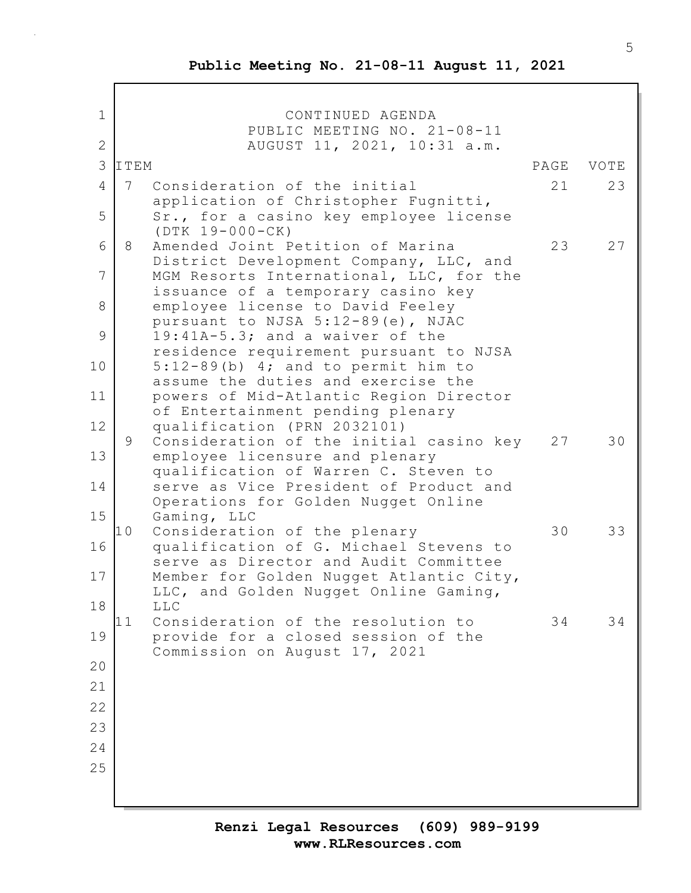CONTINUED AGENDA
PUBLIC MEETING NO. 21-08-11
AUGUST 11, 2021, 10:31 a.m.

| ITEM | | PAGE | VOTE |
|---|---|---|---|
| 7 | Consideration of the initial application of Christopher Fugnitti, Sr., for a casino key employee license (DTK 19-000-CK) | 21 | 23 |
| 8 | Amended Joint Petition of Marina District Development Company, LLC, and MGM Resorts International, LLC, for the issuance of a temporary casino key employee license to David Feeley pursuant to NJSA 5:12-89(e), NJAC 19:41A-5.3; and a waiver of the residence requirement pursuant to NJSA 5:12-89(b) 4; and to permit him to assume the duties and exercise the powers of Mid-Atlantic Region Director of Entertainment pending plenary qualification (PRN 2032101) | 23 | 27 |
| 9 | Consideration of the initial casino key employee licensure and plenary qualification of Warren C. Steven to serve as Vice President of Product and Operations for Golden Nugget Online Gaming, LLC | 27 | 30 |
| 10 | Consideration of the plenary qualification of G. Michael Stevens to serve as Director and Audit Committee Member for Golden Nugget Atlantic City, LLC, and Golden Nugget Online Gaming, LLC | 30 | 33 |
| 11 | Consideration of the resolution to provide for a closed session of the Commission on August 17, 2021 | 34 | 34 |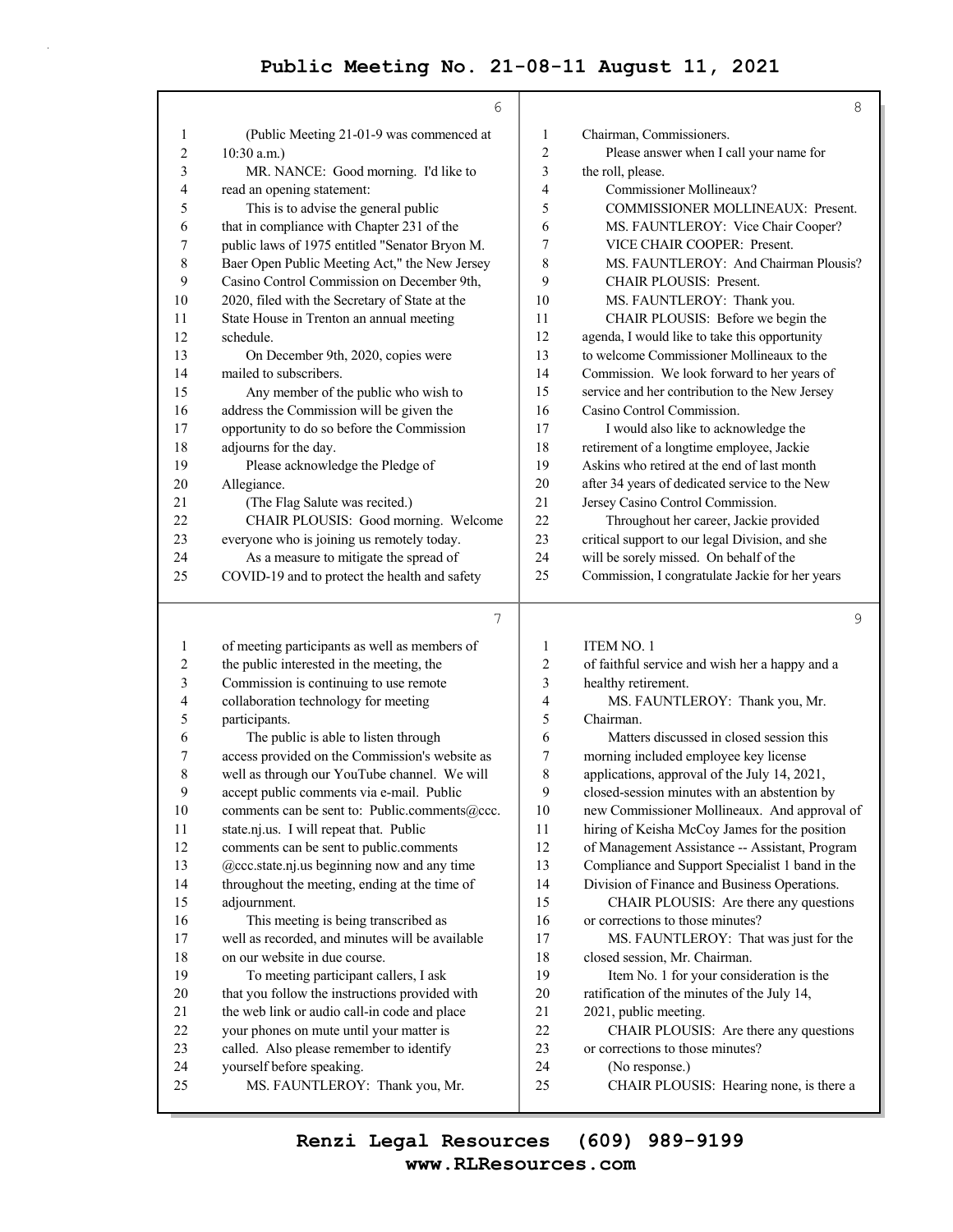(Public Meeting 21-01-9 was commenced at 10:30 a.m.)

MR. NANCE: Good morning. I'd like to read an opening statement:

This is to advise the general public that in compliance with Chapter 231 of the public laws of 1975 entitled "Senator Bryon M. Baer Open Public Meeting Act," the New Jersey Casino Control Commission on December 9th, 2020, filed with the Secretary of State at the State House in Trenton an annual meeting schedule.

On December 9th, 2020, copies were mailed to subscribers.

Any member of the public who wish to address the Commission will be given the opportunity to do so before the Commission adjourns for the day.

Please acknowledge the Pledge of Allegiance.

(The Flag Salute was recited.)

CHAIR PLOUSIS: Good morning. Welcome everyone who is joining us remotely today.

As a measure to mitigate the spread of COVID-19 and to protect the health and safety of meeting participants as well as members of the public interested in the meeting, the Commission is continuing to use remote collaboration technology for meeting participants.

The public is able to listen through access provided on the Commission's website as well as through our YouTube channel. We will accept public comments via e-mail. Public comments can be sent to: Public.comments@ccc.state.nj.us. I will repeat that. Public comments can be sent to public.comments @ccc.state.nj.us beginning now and any time throughout the meeting, ending at the time of adjournment.

This meeting is being transcribed as well as recorded, and minutes will be available on our website in due course.

To meeting participant callers, I ask that you follow the instructions provided with the web link or audio call-in code and place your phones on mute until your matter is called. Also please remember to identify yourself before speaking.

MS. FAUNTLEROY: Thank you, Mr. Chairman, Commissioners.

Please answer when I call your name for the roll, please.

Commissioner Mollineaux?

COMMISSIONER MOLLINEAUX: Present.

MS. FAUNTLEROY: Vice Chair Cooper?

VICE CHAIR COOPER: Present.

MS. FAUNTLEROY: And Chairman Plousis?

CHAIR PLOUSIS: Present.

MS. FAUNTLEROY: Thank you.

CHAIR PLOUSIS: Before we begin the agenda, I would like to take this opportunity to welcome Commissioner Mollineaux to the Commission. We look forward to her years of service and her contribution to the New Jersey Casino Control Commission.

I would also like to acknowledge the retirement of a longtime employee, Jackie Askins who retired at the end of last month after 34 years of dedicated service to the New Jersey Casino Control Commission.

Throughout her career, Jackie provided critical support to our legal Division, and she will be sorely missed. On behalf of the Commission, I congratulate Jackie for her years

ITEM NO. 1

of faithful service and wish her a happy and a healthy retirement.

MS. FAUNTLEROY: Thank you, Mr. Chairman.

Matters discussed in closed session this morning included employee key license applications, approval of the July 14, 2021, closed-session minutes with an abstention by new Commissioner Mollineaux. And approval of hiring of Keisha McCoy James for the position of Management Assistance -- Assistant, Program Compliance and Support Specialist 1 band in the Division of Finance and Business Operations.

CHAIR PLOUSIS: Are there any questions or corrections to those minutes?

MS. FAUNTLEROY: That was just for the closed session, Mr. Chairman.

Item No. 1 for your consideration is the ratification of the minutes of the July 14, 2021, public meeting.

CHAIR PLOUSIS: Are there any questions or corrections to those minutes?

(No response.)

CHAIR PLOUSIS: Hearing none, is there a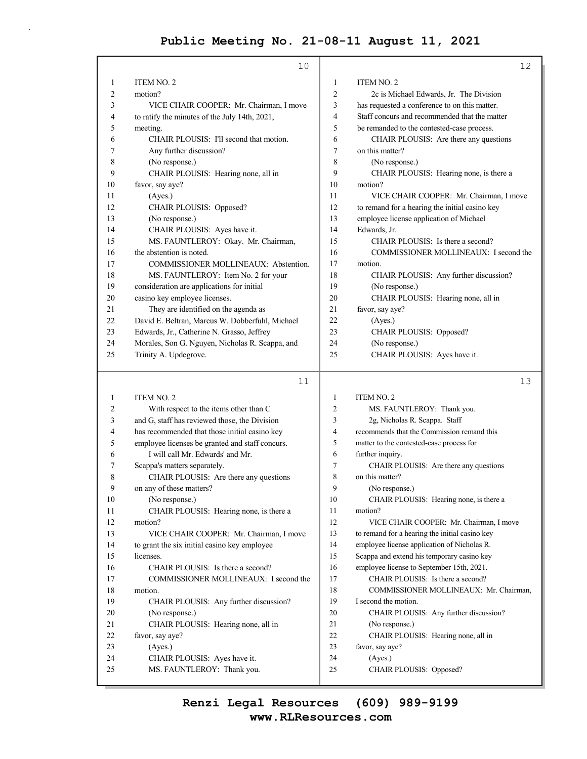**Public Meeting No. 21-08-11 August 11, 2021**

**10**

ITEM NO. 2

motion?

VICE CHAIR COOPER: Mr. Chairman, I move to ratify the minutes of the July 14th, 2021, meeting.

CHAIR PLOUSIS: I'll second that motion.

Any further discussion?

(No response.)

CHAIR PLOUSIS: Hearing none, all in favor, say aye?

(Ayes.)

CHAIR PLOUSIS: Opposed?

(No response.)

CHAIR PLOUSIS: Ayes have it.

MS. FAUNTLEROY: Okay. Mr. Chairman, the abstention is noted.

COMMISSIONER MOLLINEAUX: Abstention.

MS. FAUNTLEROY: Item No. 2 for your consideration are applications for initial casino key employee licenses.

They are identified on the agenda as David E. Beltran, Marcus W. Dobberfuhl, Michael Edwards, Jr., Catherine N. Grasso, Jeffrey Morales, Son G. Nguyen, Nicholas R. Scappa, and Trinity A. Updegrove.

**11**

ITEM NO. 2

With respect to the items other than C and G, staff has reviewed those, the Division has recommended that those initial casino key employee licenses be granted and staff concurs.

I will call Mr. Edwards' and Mr. Scappa's matters separately.

CHAIR PLOUSIS: Are there any questions on any of these matters?

(No response.)

CHAIR PLOUSIS: Hearing none, is there a motion?

VICE CHAIR COOPER: Mr. Chairman, I move to grant the six initial casino key employee licenses.

CHAIR PLOUSIS: Is there a second?

COMMISSIONER MOLLINEAUX: I second the motion.

CHAIR PLOUSIS: Any further discussion?

(No response.)

CHAIR PLOUSIS: Hearing none, all in favor, say aye?

(Ayes.)

CHAIR PLOUSIS: Ayes have it.

MS. FAUNTLEROY: Thank you.

**12**

ITEM NO. 2

2c is Michael Edwards, Jr. The Division has requested a conference to on this matter. Staff concurs and recommended that the matter be remanded to the contested-case process.

CHAIR PLOUSIS: Are there any questions on this matter?

(No response.)

CHAIR PLOUSIS: Hearing none, is there a motion?

VICE CHAIR COOPER: Mr. Chairman, I move to remand for a hearing the initial casino key employee license application of Michael Edwards, Jr.

CHAIR PLOUSIS: Is there a second?

COMMISSIONER MOLLINEAUX: I second the motion.

CHAIR PLOUSIS: Any further discussion?

(No response.)

CHAIR PLOUSIS: Hearing none, all in favor, say aye?

(Ayes.)

CHAIR PLOUSIS: Opposed?

(No response.)

CHAIR PLOUSIS: Ayes have it.

**13**

ITEM NO. 2

MS. FAUNTLEROY: Thank you.

2g, Nicholas R. Scappa. Staff recommends that the Commission remand this matter to the contested-case process for further inquiry.

CHAIR PLOUSIS: Are there any questions on this matter?

(No response.)

CHAIR PLOUSIS: Hearing none, is there a motion?

VICE CHAIR COOPER: Mr. Chairman, I move to remand for a hearing the initial casino key employee license application of Nicholas R. Scappa and extend his temporary casino key employee license to September 15th, 2021.

CHAIR PLOUSIS: Is there a second?

COMMISSIONER MOLLINEAUX: Mr. Chairman, I second the motion.

CHAIR PLOUSIS: Any further discussion?

(No response.)

CHAIR PLOUSIS: Hearing none, all in favor, say aye?

(Ayes.)

CHAIR PLOUSIS: Opposed?

**Renzi Legal Resources (609) 989-9199**
**www.RLResources.com**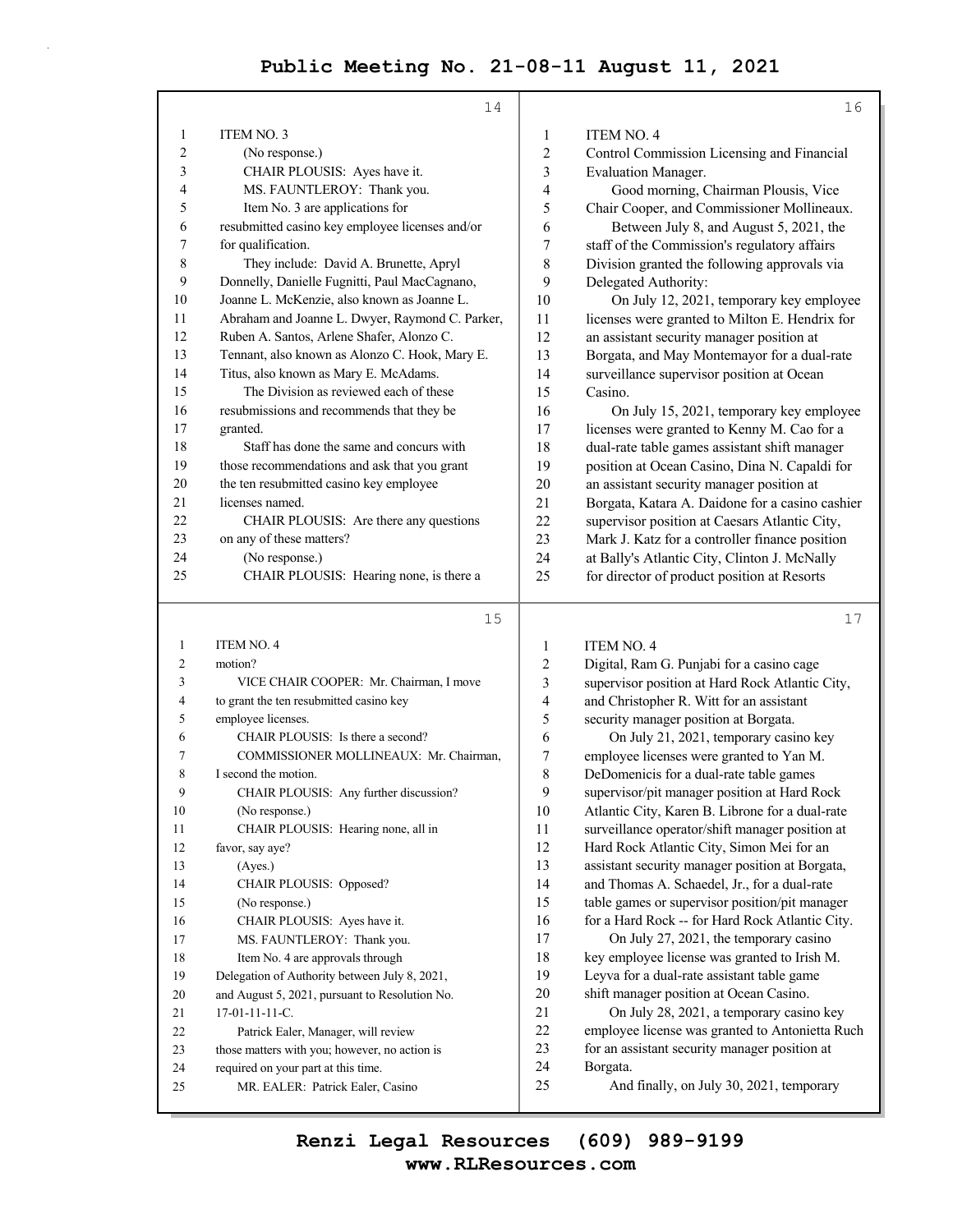ITEM NO. 3

(No response.)

CHAIR PLOUSIS: Ayes have it.

MS. FAUNTLEROY: Thank you.

Item No. 3 are applications for resubmitted casino key employee licenses and/or for qualification.

They include: David A. Brunette, Apryl Donnelly, Danielle Fugnitti, Paul MacCagnano, Joanne L. McKenzie, also known as Joanne L. Abraham and Joanne L. Dwyer, Raymond C. Parker, Ruben A. Santos, Arlene Shafer, Alonzo C. Tennant, also known as Alonzo C. Hook, Mary E. Titus, also known as Mary E. McAdams.

The Division as reviewed each of these resubmissions and recommends that they be granted.

Staff has done the same and concurs with those recommendations and ask that you grant the ten resubmitted casino key employee licenses named.

CHAIR PLOUSIS: Are there any questions on any of these matters?

(No response.)

CHAIR PLOUSIS: Hearing none, is there a motion?

VICE CHAIR COOPER: Mr. Chairman, I move to grant the ten resubmitted casino key employee licenses.

CHAIR PLOUSIS: Is there a second?

COMMISSIONER MOLLINEAUX: Mr. Chairman, I second the motion.

CHAIR PLOUSIS: Any further discussion?

(No response.)

CHAIR PLOUSIS: Hearing none, all in favor, say aye?

(Ayes.)

CHAIR PLOUSIS: Opposed?

(No response.)

CHAIR PLOUSIS: Ayes have it.

MS. FAUNTLEROY: Thank you.

Item No. 4 are approvals through Delegation of Authority between July 8, 2021, and August 5, 2021, pursuant to Resolution No. 17-01-11-11-C.

Patrick Ealer, Manager, will review those matters with you; however, no action is required on your part at this time.

MR. EALER: Patrick Ealer, Casino Control Commission Licensing and Financial Evaluation Manager.

Good morning, Chairman Plousis, Vice Chair Cooper, and Commissioner Mollineaux.

Between July 8, and August 5, 2021, the staff of the Commission's regulatory affairs Division granted the following approvals via Delegated Authority:

On July 12, 2021, temporary key employee licenses were granted to Milton E. Hendrix for an assistant security manager position at Borgata, and May Montemayor for a dual-rate surveillance supervisor position at Ocean Casino.

On July 15, 2021, temporary key employee licenses were granted to Kenny M. Cao for a dual-rate table games assistant shift manager position at Ocean Casino, Dina N. Capaldi for an assistant security manager position at Borgata, Katara A. Daidone for a casino cashier supervisor position at Caesars Atlantic City, Mark J. Katz for a controller finance position at Bally's Atlantic City, Clinton J. McNally for director of product position at Resorts Digital, Ram G. Punjabi for a casino cage supervisor position at Hard Rock Atlantic City, and Christopher R. Witt for an assistant security manager position at Borgata.

On July 21, 2021, temporary casino key employee licenses were granted to Yan M. DeDomenicis for a dual-rate table games supervisor/pit manager position at Hard Rock Atlantic City, Karen B. Librone for a dual-rate surveillance operator/shift manager position at Hard Rock Atlantic City, Simon Mei for an assistant security manager position at Borgata, and Thomas A. Schaedel, Jr., for a dual-rate table games or supervisor position/pit manager for a Hard Rock -- for Hard Rock Atlantic City.

On July 27, 2021, the temporary casino key employee license was granted to Irish M. Leyva for a dual-rate assistant table game shift manager position at Ocean Casino.

On July 28, 2021, a temporary casino key employee license was granted to Antonietta Ruch for an assistant security manager position at Borgata.

And finally, on July 30, 2021, temporary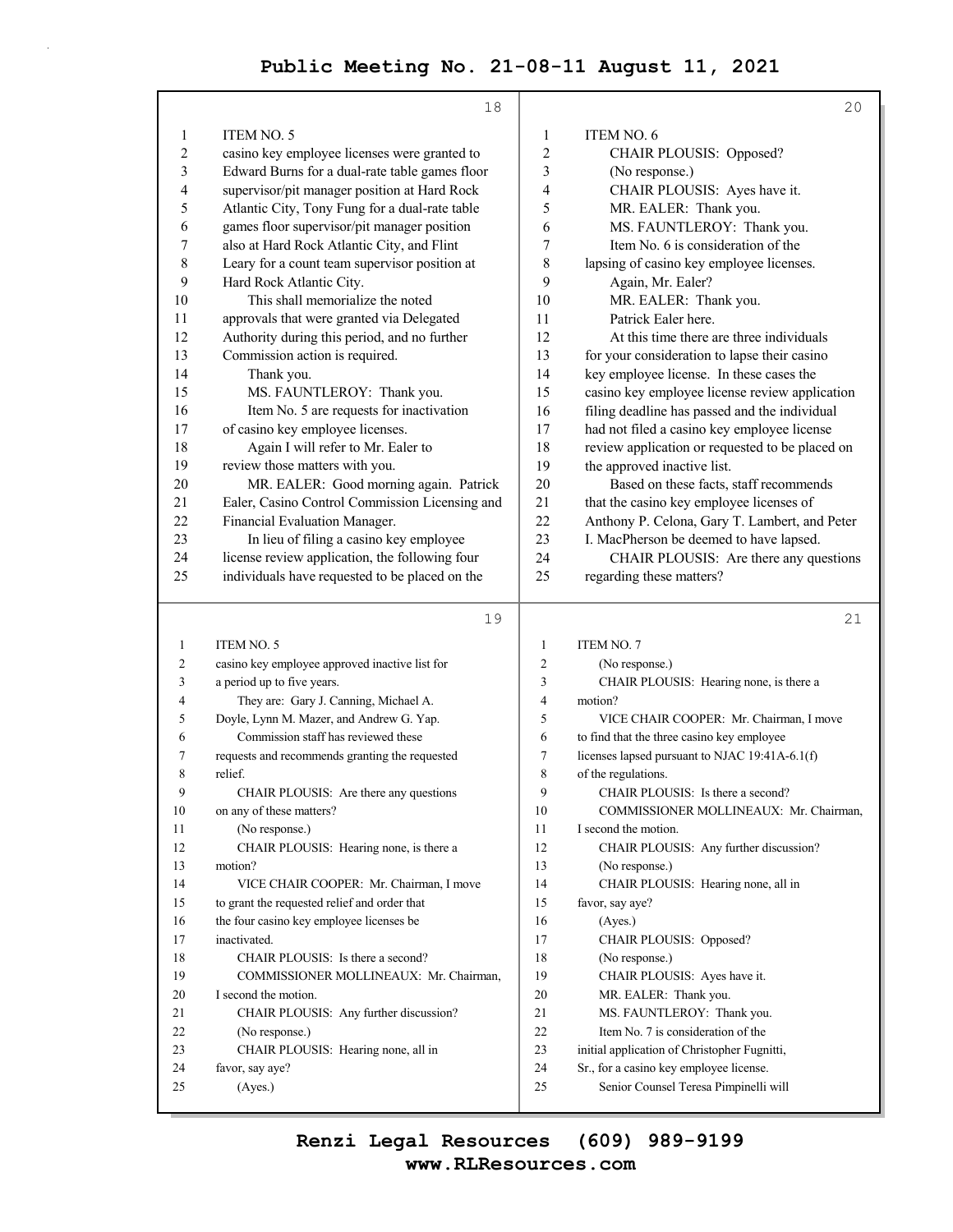ITEM NO. 5

casino key employee licenses were granted to Edward Burns for a dual-rate table games floor supervisor/pit manager position at Hard Rock Atlantic City, Tony Fung for a dual-rate table games floor supervisor/pit manager position also at Hard Rock Atlantic City, and Flint Leary for a count team supervisor position at Hard Rock Atlantic City.

This shall memorialize the noted approvals that were granted via Delegated Authority during this period, and no further Commission action is required.

Thank you.

MS. FAUNTLEROY: Thank you.

Item No. 5 are requests for inactivation of casino key employee licenses.

Again I will refer to Mr. Ealer to review those matters with you.

MR. EALER: Good morning again. Patrick Ealer, Casino Control Commission Licensing and Financial Evaluation Manager.

In lieu of filing a casino key employee license review application, the following four individuals have requested to be placed on the casino key employee approved inactive list for a period up to five years.

They are: Gary J. Canning, Michael A. Doyle, Lynn M. Mazer, and Andrew G. Yap.

Commission staff has reviewed these requests and recommends granting the requested relief.

CHAIR PLOUSIS: Are there any questions on any of these matters?

(No response.)

CHAIR PLOUSIS: Hearing none, is there a motion?

VICE CHAIR COOPER: Mr. Chairman, I move to grant the requested relief and order that the four casino key employee licenses be inactivated.

CHAIR PLOUSIS: Is there a second?

COMMISSIONER MOLLINEAUX: Mr. Chairman, I second the motion.

CHAIR PLOUSIS: Any further discussion?

(No response.)

CHAIR PLOUSIS: Hearing none, all in favor, say aye?

(Ayes.)

ITEM NO. 6

CHAIR PLOUSIS: Opposed?

(No response.)

CHAIR PLOUSIS: Ayes have it.

MR. EALER: Thank you.

MS. FAUNTLEROY: Thank you.

Item No. 6 is consideration of the lapsing of casino key employee licenses.

Again, Mr. Ealer?

MR. EALER: Thank you.

Patrick Ealer here.

At this time there are three individuals for your consideration to lapse their casino key employee license. In these cases the casino key employee license review application filing deadline has passed and the individual had not filed a casino key employee license review application or requested to be placed on the approved inactive list.

Based on these facts, staff recommends that the casino key employee licenses of Anthony P. Celona, Gary T. Lambert, and Peter I. MacPherson be deemed to have lapsed.

CHAIR PLOUSIS: Are there any questions regarding these matters?

ITEM NO. 7

(No response.)

CHAIR PLOUSIS: Hearing none, is there a motion?

VICE CHAIR COOPER: Mr. Chairman, I move to find that the three casino key employee licenses lapsed pursuant to NJAC 19:41A-6.1(f) of the regulations.

CHAIR PLOUSIS: Is there a second?

COMMISSIONER MOLLINEAUX: Mr. Chairman, I second the motion.

CHAIR PLOUSIS: Any further discussion?

(No response.)

CHAIR PLOUSIS: Hearing none, all in favor, say aye?

(Ayes.)

CHAIR PLOUSIS: Opposed?

(No response.)

CHAIR PLOUSIS: Ayes have it.

MR. EALER: Thank you.

MS. FAUNTLEROY: Thank you.

Item No. 7 is consideration of the initial application of Christopher Fugnitti, Sr., for a casino key employee license.

Senior Counsel Teresa Pimpinelli will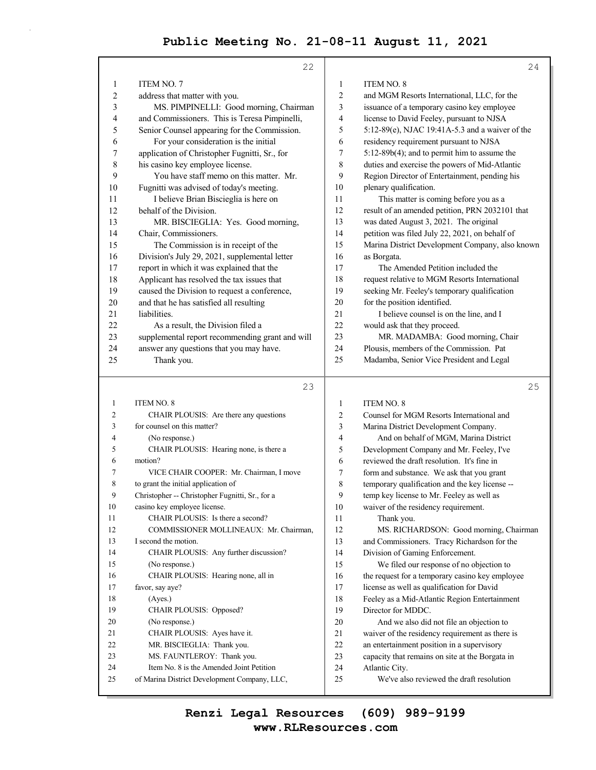ITEM NO. 7

address that matter with you.

MS. PIMPINELLI: Good morning, Chairman and Commissioners. This is Teresa Pimpinelli, Senior Counsel appearing for the Commission.

For your consideration is the initial application of Christopher Fugnitti, Sr., for his casino key employee license.

You have staff memo on this matter. Mr. Fugnitti was advised of today's meeting.

I believe Brian Biscieglia is here on behalf of the Division.

MR. BISCIEGLIA: Yes. Good morning, Chair, Commissioners.

The Commission is in receipt of the Division's July 29, 2021, supplemental letter report in which it was explained that the Applicant has resolved the tax issues that caused the Division to request a conference, and that he has satisfied all resulting liabilities.

As a result, the Division filed a supplemental report recommending grant and will answer any questions that you may have.

Thank you.

ITEM NO. 8

CHAIR PLOUSIS: Are there any questions for counsel on this matter?

(No response.)

CHAIR PLOUSIS: Hearing none, is there a motion?

VICE CHAIR COOPER: Mr. Chairman, I move to grant the initial application of Christopher -- Christopher Fugnitti, Sr., for a casino key employee license.

CHAIR PLOUSIS: Is there a second?

COMMISSIONER MOLLINEAUX: Mr. Chairman, I second the motion.

CHAIR PLOUSIS: Any further discussion?

(No response.)

CHAIR PLOUSIS: Hearing none, all in favor, say aye?

(Ayes.)

CHAIR PLOUSIS: Opposed?

(No response.)

CHAIR PLOUSIS: Ayes have it.

MR. BISCIEGLIA: Thank you.

MS. FAUNTLEROY: Thank you.

Item No. 8 is the Amended Joint Petition of Marina District Development Company, LLC, and MGM Resorts International, LLC, for the issuance of a temporary casino key employee license to David Feeley, pursuant to NJSA 5:12-89(e), NJAC 19:41A-5.3 and a waiver of the residency requirement pursuant to NJSA 5:12-89b(4); and to permit him to assume the duties and exercise the powers of Mid-Atlantic Region Director of Entertainment, pending his plenary qualification.

This matter is coming before you as a result of an amended petition, PRN 2032101 that was dated August 3, 2021. The original petition was filed July 22, 2021, on behalf of Marina District Development Company, also known as Borgata.

The Amended Petition included the request relative to MGM Resorts International seeking Mr. Feeley's temporary qualification for the position identified.

I believe counsel is on the line, and I would ask that they proceed.

MR. MADAMBA: Good morning, Chair Plousis, members of the Commission. Pat Madamba, Senior Vice President and Legal

ITEM NO. 8

Counsel for MGM Resorts International and Marina District Development Company.

And on behalf of MGM, Marina District Development Company and Mr. Feeley, I've reviewed the draft resolution. It's fine in form and substance. We ask that you grant temporary qualification and the key license -- temp key license to Mr. Feeley as well as waiver of the residency requirement.

Thank you.

MS. RICHARDSON: Good morning, Chairman and Commissioners. Tracy Richardson for the Division of Gaming Enforcement.

We filed our response of no objection to the request for a temporary casino key employee license as well as qualification for David Feeley as a Mid-Atlantic Region Entertainment Director for MDDC.

And we also did not file an objection to waiver of the residency requirement as there is an entertainment position in a supervisory capacity that remains on site at the Borgata in Atlantic City.

We've also reviewed the draft resolution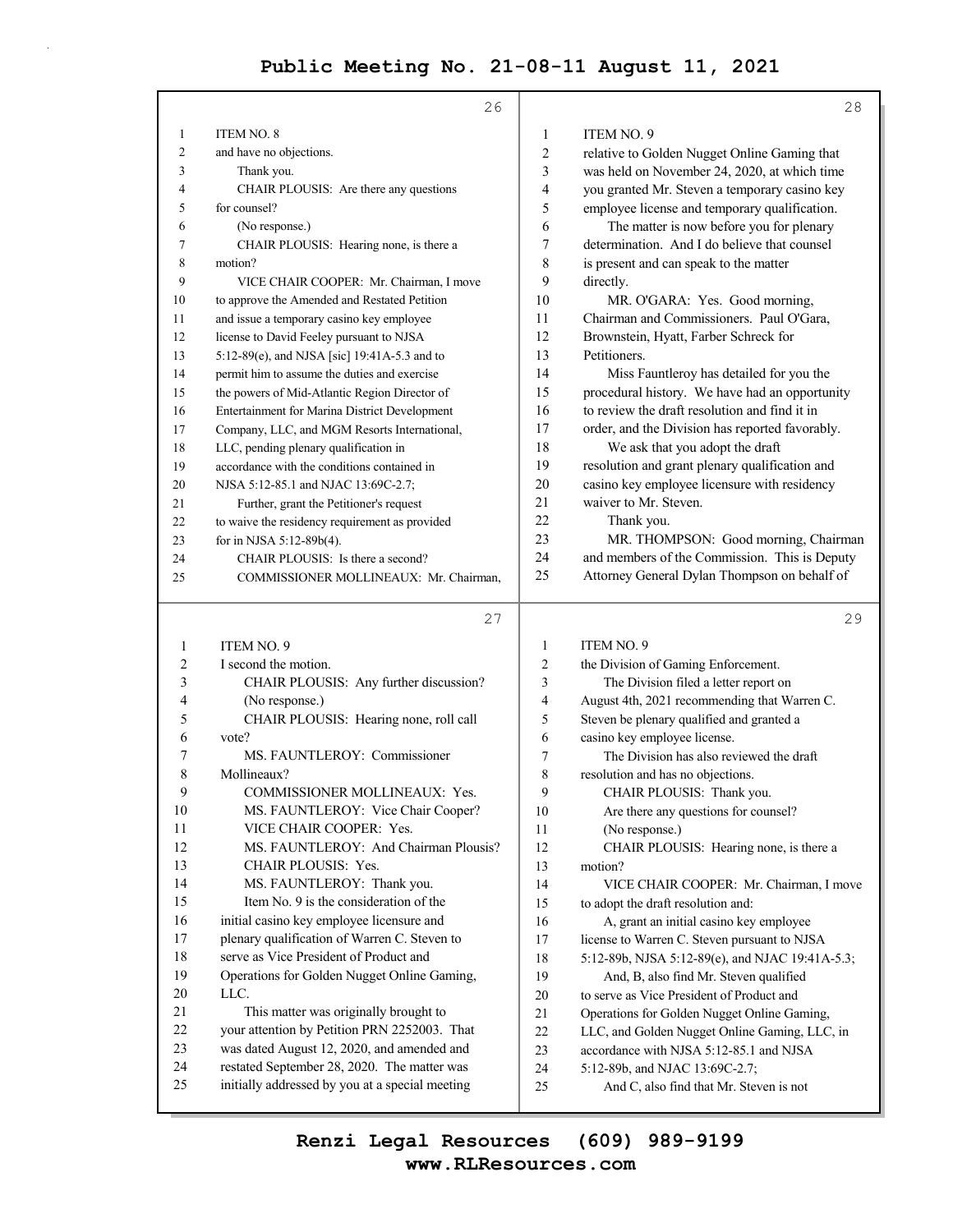ITEM NO. 8

and have no objections.

Thank you.

CHAIR PLOUSIS: Are there any questions for counsel?

(No response.)

CHAIR PLOUSIS: Hearing none, is there a motion?

VICE CHAIR COOPER: Mr. Chairman, I move to approve the Amended and Restated Petition and issue a temporary casino key employee license to David Feeley pursuant to NJSA 5:12-89(e), and NJSA [sic] 19:41A-5.3 and to permit him to assume the duties and exercise the powers of Mid-Atlantic Region Director of Entertainment for Marina District Development Company, LLC, and MGM Resorts International, LLC, pending plenary qualification in accordance with the conditions contained in NJSA 5:12-85.1 and NJAC 13:69C-2.7;

Further, grant the Petitioner's request to waive the residency requirement as provided for in NJSA 5:12-89b(4).

CHAIR PLOUSIS: Is there a second?

COMMISSIONER MOLLINEAUX: Mr. Chairman,

ITEM NO. 9

I second the motion.

CHAIR PLOUSIS: Any further discussion?

(No response.)

CHAIR PLOUSIS: Hearing none, roll call vote?

MS. FAUNTLEROY: Commissioner Mollineaux?

COMMISSIONER MOLLINEAUX: Yes.

MS. FAUNTLEROY: Vice Chair Cooper?

VICE CHAIR COOPER: Yes.

MS. FAUNTLEROY: And Chairman Plousis?

CHAIR PLOUSIS: Yes.

MS. FAUNTLEROY: Thank you.

Item No. 9 is the consideration of the initial casino key employee licensure and plenary qualification of Warren C. Steven to serve as Vice President of Product and Operations for Golden Nugget Online Gaming, LLC.

This matter was originally brought to your attention by Petition PRN 2252003. That was dated August 12, 2020, and amended and restated September 28, 2020. The matter was initially addressed by you at a special meeting

ITEM NO. 9

relative to Golden Nugget Online Gaming that was held on November 24, 2020, at which time you granted Mr. Steven a temporary casino key employee license and temporary qualification.

The matter is now before you for plenary determination. And I do believe that counsel is present and can speak to the matter directly.

MR. O'GARA: Yes. Good morning, Chairman and Commissioners. Paul O'Gara, Brownstein, Hyatt, Farber Schreck for Petitioners.

Miss Fauntleroy has detailed for you the procedural history. We have had an opportunity to review the draft resolution and find it in order, and the Division has reported favorably.

We ask that you adopt the draft resolution and grant plenary qualification and casino key employee licensure with residency waiver to Mr. Steven.

Thank you.

MR. THOMPSON: Good morning, Chairman and members of the Commission. This is Deputy Attorney General Dylan Thompson on behalf of

ITEM NO. 9

the Division of Gaming Enforcement.

The Division filed a letter report on August 4th, 2021 recommending that Warren C. Steven be plenary qualified and granted a casino key employee license.

The Division has also reviewed the draft resolution and has no objections.

CHAIR PLOUSIS: Thank you.

Are there any questions for counsel?

(No response.)

CHAIR PLOUSIS: Hearing none, is there a motion?

VICE CHAIR COOPER: Mr. Chairman, I move to adopt the draft resolution and:

A, grant an initial casino key employee license to Warren C. Steven pursuant to NJSA 5:12-89b, NJSA 5:12-89(e), and NJAC 19:41A-5.3;

And, B, also find Mr. Steven qualified to serve as Vice President of Product and Operations for Golden Nugget Online Gaming, LLC, and Golden Nugget Online Gaming, LLC, in accordance with NJSA 5:12-85.1 and NJSA 5:12-89b, and NJAC 13:69C-2.7;

And C, also find that Mr. Steven is not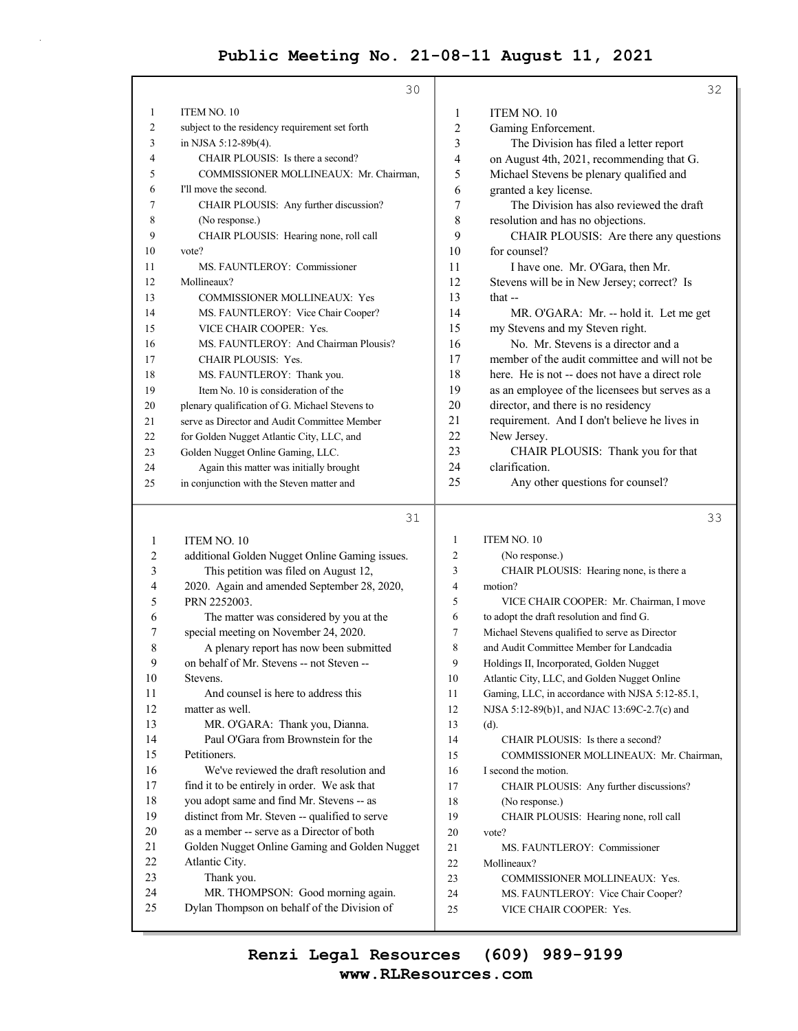ITEM NO. 10

subject to the residency requirement set forth in NJSA 5:12-89b(4).

CHAIR PLOUSIS: Is there a second?

COMMISSIONER MOLLINEAUX: Mr. Chairman, I'll move the second.

CHAIR PLOUSIS: Any further discussion?

(No response.)

CHAIR PLOUSIS: Hearing none, roll call vote?

MS. FAUNTLEROY: Commissioner Mollineaux?

COMMISSIONER MOLLINEAUX: Yes

MS. FAUNTLEROY: Vice Chair Cooper?

VICE CHAIR COOPER: Yes.

MS. FAUNTLEROY: And Chairman Plousis?

CHAIR PLOUSIS: Yes.

MS. FAUNTLEROY: Thank you.

Item No. 10 is consideration of the plenary qualification of G. Michael Stevens to serve as Director and Audit Committee Member for Golden Nugget Atlantic City, LLC, and Golden Nugget Online Gaming, LLC.

Again this matter was initially brought in conjunction with the Steven matter and additional Golden Nugget Online Gaming issues.

This petition was filed on August 12, 2020. Again and amended September 28, 2020, PRN 2252003.

The matter was considered by you at the special meeting on November 24, 2020.

A plenary report has now been submitted on behalf of Mr. Stevens -- not Steven -- Stevens.

And counsel is here to address this matter as well.

MR. O'GARA: Thank you, Dianna.

Paul O'Gara from Brownstein for the Petitioners.

We've reviewed the draft resolution and find it to be entirely in order. We ask that you adopt same and find Mr. Stevens -- as distinct from Mr. Steven -- qualified to serve as a member -- serve as a Director of both Golden Nugget Online Gaming and Golden Nugget Atlantic City.

Thank you.

MR. THOMPSON: Good morning again. Dylan Thompson on behalf of the Division of Gaming Enforcement.

The Division has filed a letter report on August 4th, 2021, recommending that G. Michael Stevens be plenary qualified and granted a key license.

The Division has also reviewed the draft resolution and has no objections.

CHAIR PLOUSIS: Are there any questions for counsel?

I have one. Mr. O'Gara, then Mr. Stevens will be in New Jersey; correct? Is that --

MR. O'GARA: Mr. -- hold it. Let me get my Stevens and my Steven right.

No. Mr. Stevens is a director and a member of the audit committee and will not be here. He is not -- does not have a direct role as an employee of the licensees but serves as a director, and there is no residency requirement. And I don't believe he lives in New Jersey.

CHAIR PLOUSIS: Thank you for that clarification.

Any other questions for counsel?

(No response.)

CHAIR PLOUSIS: Hearing none, is there a motion?

VICE CHAIR COOPER: Mr. Chairman, I move to adopt the draft resolution and find G. Michael Stevens qualified to serve as Director and Audit Committee Member for Landcadia Holdings II, Incorporated, Golden Nugget Atlantic City, LLC, and Golden Nugget Online Gaming, LLC, in accordance with NJSA 5:12-85.1, NJSA 5:12-89(b)1, and NJAC 13:69C-2.7(c) and (d).

CHAIR PLOUSIS: Is there a second?

COMMISSIONER MOLLINEAUX: Mr. Chairman, I second the motion.

CHAIR PLOUSIS: Any further discussions?

(No response.)

CHAIR PLOUSIS: Hearing none, roll call vote?

MS. FAUNTLEROY: Commissioner Mollineaux?

COMMISSIONER MOLLINEAUX: Yes.

MS. FAUNTLEROY: Vice Chair Cooper?

VICE CHAIR COOPER: Yes.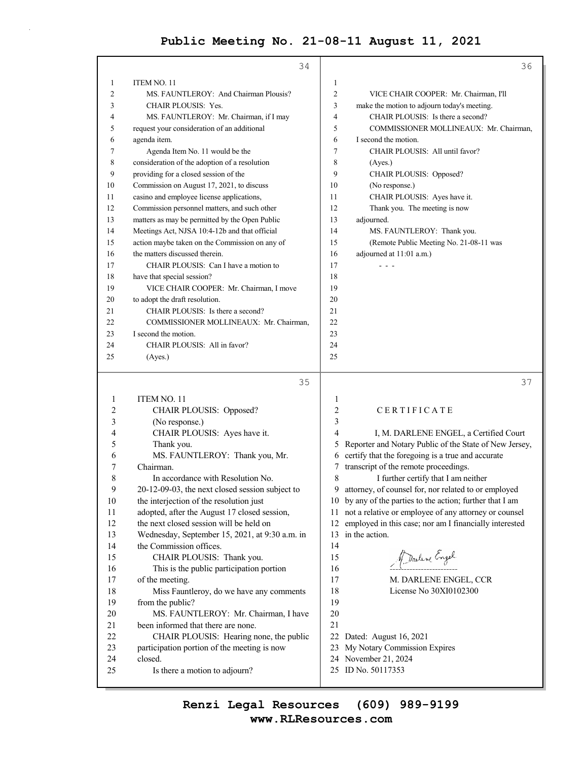ITEM NO. 11

MS. FAUNTLEROY: And Chairman Plousis?

CHAIR PLOUSIS: Yes.

MS. FAUNTLEROY: Mr. Chairman, if I may request your consideration of an additional agenda item.

Agenda Item No. 11 would be the consideration of the adoption of a resolution providing for a closed session of the Commission on August 17, 2021, to discuss casino and employee license applications, Commission personnel matters, and such other matters as may be permitted by the Open Public Meetings Act, NJSA 10:4-12b and that official action maybe taken on the Commission on any of the matters discussed therein.

CHAIR PLOUSIS: Can I have a motion to have that special session?

VICE CHAIR COOPER: Mr. Chairman, I move to adopt the draft resolution.

CHAIR PLOUSIS: Is there a second?

COMMISSIONER MOLLINEAUX: Mr. Chairman, I second the motion.

CHAIR PLOUSIS: All in favor?

(Ayes.)

ITEM NO. 11

CHAIR PLOUSIS: Opposed?

(No response.)

CHAIR PLOUSIS: Ayes have it.

Thank you.

MS. FAUNTLEROY: Thank you, Mr. Chairman.

In accordance with Resolution No. 20-12-09-03, the next closed session subject to the interjection of the resolution just adopted, after the August 17 closed session, the next closed session will be held on Wednesday, September 15, 2021, at 9:30 a.m. in the Commission offices.

CHAIR PLOUSIS: Thank you.

This is the public participation portion of the meeting.

Miss Fauntleroy, do we have any comments from the public?

MS. FAUNTLEROY: Mr. Chairman, I have been informed that there are none.

CHAIR PLOUSIS: Hearing none, the public participation portion of the meeting is now closed.

Is there a motion to adjourn?

VICE CHAIR COOPER: Mr. Chairman, I'll make the motion to adjourn today's meeting.

CHAIR PLOUSIS: Is there a second?

COMMISSIONER MOLLINEAUX: Mr. Chairman, I second the motion.

CHAIR PLOUSIS: All until favor?

(Ayes.)

CHAIR PLOUSIS: Opposed?

(No response.)

CHAIR PLOUSIS: Ayes have it.

Thank you. The meeting is now adjourned.

MS. FAUNTLEROY: Thank you.

(Remote Public Meeting No. 21-08-11 was adjourned at 11:01 a.m.)

\- - -

## CERTIFICATE

I, M. DARLENE ENGEL, a Certified Court Reporter and Notary Public of the State of New Jersey, certify that the foregoing is a true and accurate transcript of the remote proceedings.

I further certify that I am neither attorney, of counsel for, nor related to or employed by any of the parties to the action; further that I am not a relative or employee of any attorney or counsel employed in this case; nor am I financially interested in the action.

M. DARLENE ENGEL, CCR
License No 30XI0102300

Dated: August 16, 2021
My Notary Commission Expires
November 21, 2024
ID No. 50117353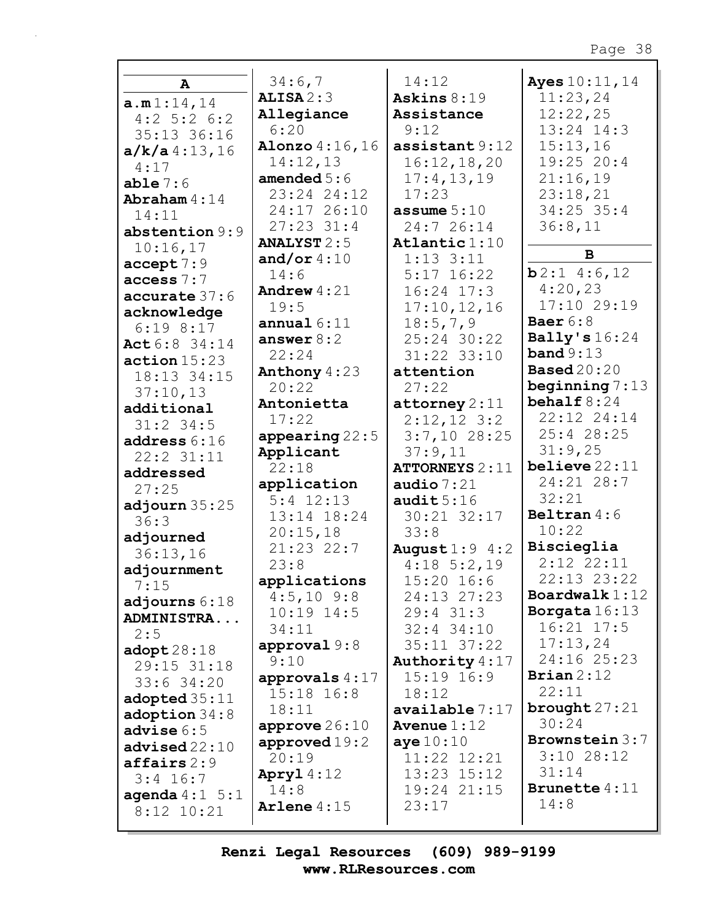## A

**a.m** 1:14,14 4:2 5:2 6:2 35:13 36:16
**a/k/a** 4:13,16 4:17
**able** 7:6
**Abraham** 4:14 14:11
**abstention** 9:9 10:16,17
**accept** 7:9
**access** 7:7
**accurate** 37:6
**acknowledge** 6:19 8:17
**Act** 6:8 34:14
**action** 15:23 18:13 34:15 37:10,13
**additional** 31:2 34:5
**address** 6:16 22:2 31:11
**addressed** 27:25
**adjourn** 35:25 36:3
**adjourned** 36:13,16
**adjournment** 7:15
**adjourns** 6:18
**ADMINISTRA...** 2:5
**adopt** 28:18 29:15 31:18 33:6 34:20
**adopted** 35:11
**adoption** 34:8
**advise** 6:5
**advised** 22:10
**affairs** 2:9 3:4 16:7
**agenda** 4:1 5:1 8:12 10:21 34:6,7
**ALISA** 2:3
**Allegiance** 6:20
**Alonzo** 4:16,16 14:12,13
**amended** 5:6 23:24 24:12 24:17 26:10 27:23 31:4
**ANALYST** 2:5
**and/or** 4:10 14:6
**Andrew** 4:21 19:5
**annual** 6:11
**answer** 8:2 22:24
**Anthony** 4:23 20:22
**Antonietta** 17:22
**appearing** 22:5
**Applicant** 22:18
**application** 5:4 12:13 13:14 18:24 20:15,18 21:23 22:7 23:8
**applications** 4:5,10 9:8 10:19 14:5 34:11
**approval** 9:8 9:10
**approvals** 4:17 15:18 16:8 18:11
**approve** 26:10
**approved** 19:2 20:19
**Apryl** 4:12 14:8
**Arlene** 4:15 14:12
**Askins** 8:19
**Assistance** 9:12
**assistant** 9:12 16:12,18,20 17:4,13,19 17:23
**assume** 5:10 24:7 26:14
**Atlantic** 1:10 1:13 3:11 5:17 16:22 16:24 17:3 17:10,12,16 18:5,7,9 25:24 30:22 31:22 33:10
**attention** 27:22
**attorney** 2:11 2:12,12 3:2 3:7,10 28:25 37:9,11
**ATTORNEYS** 2:11
**audio** 7:21
**audit** 5:16 30:21 32:17 33:8
**August** 1:9 4:2 4:18 5:2,19 15:20 16:6 24:13 27:23 29:4 31:3 32:4 34:10 35:11 37:22
**Authority** 4:17 15:19 16:9 18:12
**available** 7:17
**Avenue** 1:12
**aye** 10:10 11:22 12:21 13:23 15:12 19:24 21:15 23:17
**Ayes** 10:11,14 11:23,24 12:22,25 13:24 14:3 15:13,16 19:25 20:4 21:16,19 23:18,21 34:25 35:4 36:8,11

## B

**b** 2:1 4:6,12 4:20,23 17:10 29:19
**Baer** 6:8
**Bally's** 16:24
**band** 9:13
**Based** 20:20
**beginning** 7:13
**behalf** 8:24 22:12 24:14 25:4 28:25 31:9,25
**believe** 22:11 24:21 28:7 32:21
**Beltran** 4:6 10:22
**Biscieglia** 2:12 22:11 22:13 23:22
**Boardwalk** 1:12
**Borgata** 16:13 16:21 17:5 17:13,24 24:16 25:23
**Brian** 2:12 22:11
**brought** 27:21 30:24
**Brownstein** 3:7 3:10 28:12 31:14
**Brunette** 4:11 14:8

Renzi Legal Resources (609) 989-9199
www.RLResources.com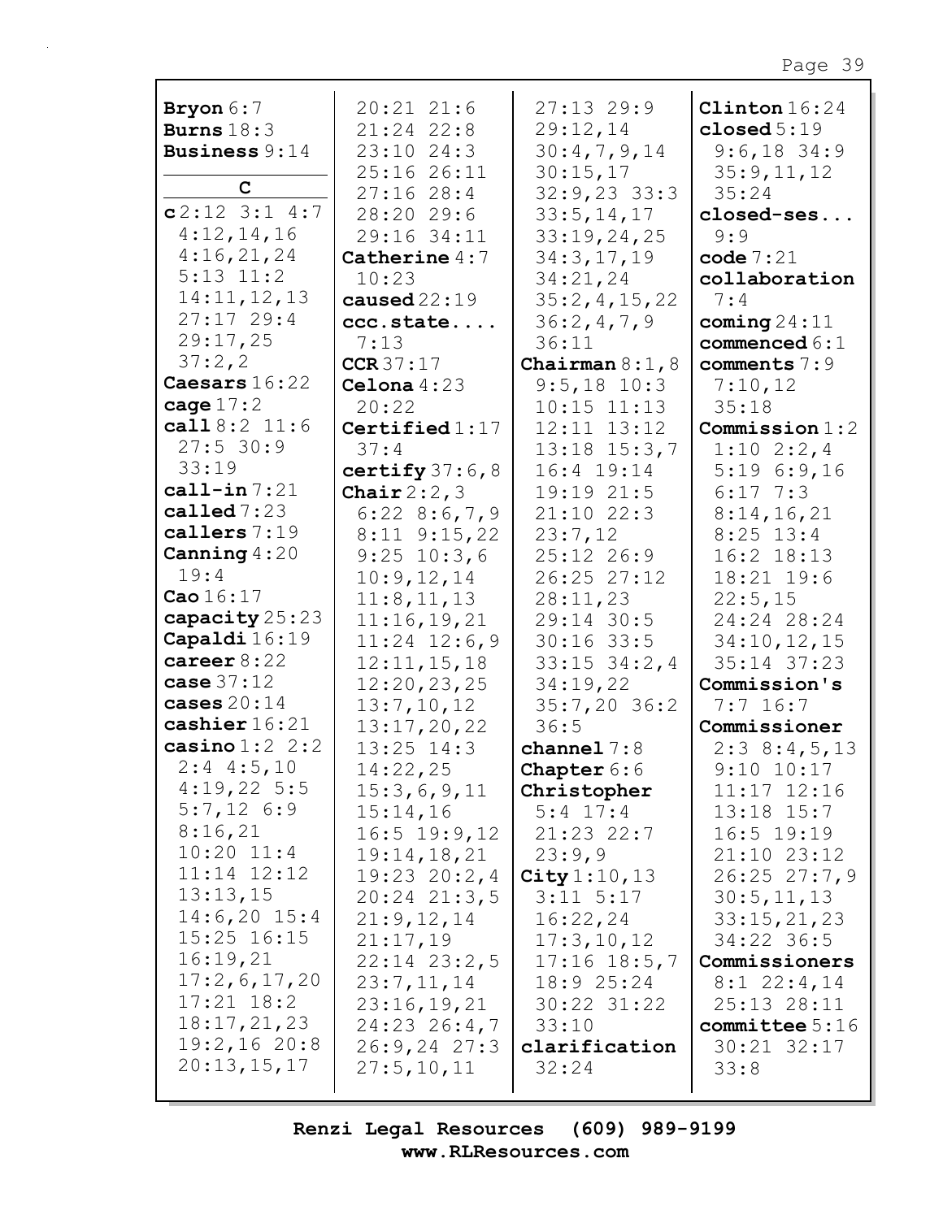**Bryon** 6:7
**Burns** 18:3
**Business** 9:14

## C

**c** 2:12 3:1 4:7 4:12,14,16 4:16,21,24 5:13 11:2 14:11,12,13 27:17 29:4 29:17,25 37:2,2
**Caesars** 16:22
**cage** 17:2
**call** 8:2 11:6 27:5 30:9 33:19
**call-in** 7:21
**called** 7:23
**callers** 7:19
**Canning** 4:20 19:4
**Cao** 16:17
**capacity** 25:23
**Capaldi** 16:19
**career** 8:22
**case** 37:12
**cases** 20:14
**cashier** 16:21
**casino** 1:2 2:2 2:4 4:5,10 4:19,22 5:5 5:7,12 6:9 8:16,21 10:20 11:4 11:14 12:12 13:13,15 14:6,20 15:4 15:25 16:15 16:19,21 17:2,6,17,20 17:21 18:2 18:17,21,23 19:2,16 20:8 20:13,15,17 20:21 21:6 21:24 22:8 23:10 24:3 25:16 26:11 27:16 28:4 28:20 29:6 29:16 34:11
**Catherine** 4:7 10:23
**caused** 22:19
**ccc.state....** 7:13
**CCR** 37:17
**Celona** 4:23 20:22
**Certified** 1:17 37:4
**certify** 37:6,8
**Chair** 2:2,3 6:22 8:6,7,9 8:11 9:15,22 9:25 10:3,6 10:9,12,14 11:8,11,13 11:16,19,21 11:24 12:6,9 12:11,15,18 12:20,23,25 13:7,10,12 13:17,20,22 13:25 14:3 14:22,25 15:3,6,9,11 15:14,16 16:5 19:9,12 19:14,18,21 19:23 20:2,4 20:24 21:3,5 21:9,12,14 21:17,19 22:14 23:2,5 23:7,11,14 23:16,19,21 24:23 26:4,7 26:9,24 27:3 27:5,10,11 27:13 29:9 29:12,14 30:4,7,9,14 30:15,17 32:9,23 33:3 33:5,14,17 33:19,24,25 34:3,17,19 34:21,24 35:2,4,15,22 36:2,4,7,9 36:11
**Chairman** 8:1,8 9:5,18 10:3 10:15 11:13 12:11 13:12 13:18 15:3,7 16:4 19:14 19:19 21:5 21:10 22:3 23:7,12 25:12 26:9 26:25 27:12 28:11,23 29:14 30:5 30:16 33:5 33:15 34:2,4 34:19,22 35:7,20 36:2 36:5
**channel** 7:8
**Chapter** 6:6
**Christopher** 5:4 17:4 21:23 22:7 23:9,9
**City** 1:10,13 3:11 5:17 16:22,24 17:3,10,12 17:16 18:5,7 18:9 25:24 30:22 31:22 33:10
**clarification** 32:24
**Clinton** 16:24
**closed** 5:19 9:6,18 34:9 35:9,11,12 35:24
**closed-ses...** 9:9
**code** 7:21
**collaboration** 7:4
**coming** 24:11
**commenced** 6:1
**comments** 7:9 7:10,12 35:18
**Commission** 1:2 1:10 2:2,4 5:19 6:9,16 6:17 7:3 8:14,16,21 8:25 13:4 16:2 18:13 18:21 19:6 22:5,15 24:24 28:24 34:10,12,15 35:14 37:23
**Commission's** 7:7 16:7
**Commissioner** 2:3 8:4,5,13 9:10 10:17 11:17 12:16 13:18 15:7 16:5 19:19 21:10 23:12 26:25 27:7,9 30:5,11,13 33:15,21,23 34:22 36:5
**Commissioners** 8:1 22:4,14 25:13 28:11
**committee** 5:16 30:21 32:17 33:8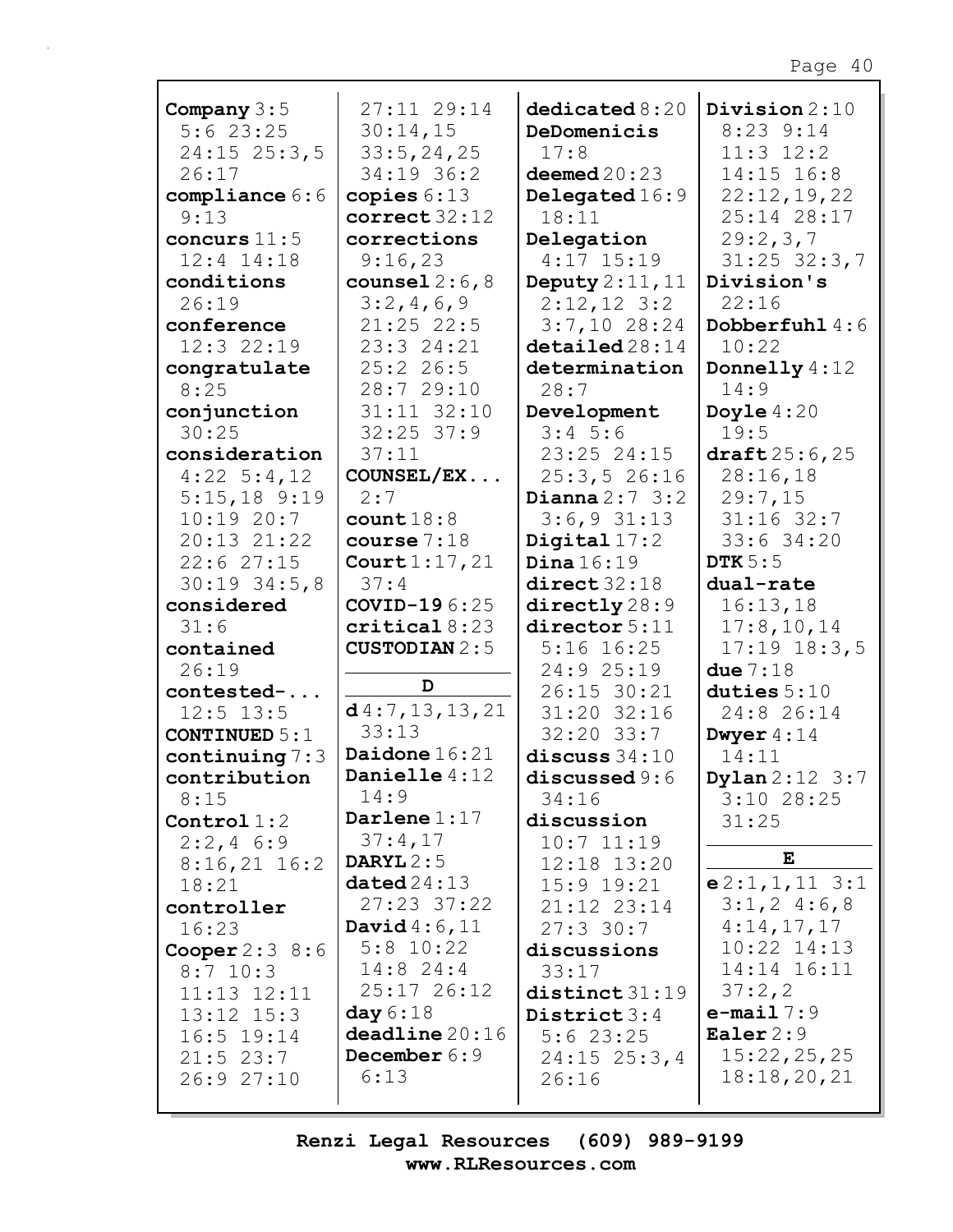**Company** 3:5 5:6 23:25 24:15 25:3,5 26:17
**compliance** 6:6 9:13
**concurs** 11:5 12:4 14:18
**conditions** 26:19
**conference** 12:3 22:19
**congratulate** 8:25
**conjunction** 30:25
**consideration** 4:22 5:4,12 5:15,18 9:19 10:19 20:7 20:13 21:22 22:6 27:15 30:19 34:5,8
**considered** 31:6
**contained** 26:19
**contested-...** 12:5 13:5
**CONTINUED** 5:1
**continuing** 7:3
**contribution** 8:15
**Control** 1:2 2:2,4 6:9 8:16,21 16:2 18:21
**controller** 16:23
**Cooper** 2:3 8:6 8:7 10:3 11:13 12:11 13:12 15:3 16:5 19:14 21:5 23:7 26:9 27:10 27:11 29:14 30:14,15 33:5,24,25 34:19 36:2
**copies** 6:13
**correct** 32:12
**corrections** 9:16,23
**counsel** 2:6,8 3:2,4,6,9 21:25 22:5 23:3 24:21 25:2 26:5 28:7 29:10 31:11 32:10 32:25 37:9 37:11
**COUNSEL/EX...** 2:7
**count** 18:8
**course** 7:18
**Court** 1:17,21 37:4
**COVID-19** 6:25
**critical** 8:23
**CUSTODIAN** 2:5

## D

**d** 4:7,13,13,21 33:13
**Daidone** 16:21
**Danielle** 4:12 14:9
**Darlene** 1:17 37:4,17
**DARYL** 2:5
**dated** 24:13 27:23 37:22
**David** 4:6,11 5:8 10:22 14:8 24:4 25:17 26:12
**day** 6:18
**deadline** 20:16
**December** 6:9 6:13
**dedicated** 8:20
**DeDomenicis** 17:8
**deemed** 20:23
**Delegated** 16:9 18:11
**Delegation** 4:17 15:19
**Deputy** 2:11,11 2:12,12 3:2 3:7,10 28:24
**detailed** 28:14
**determination** 28:7
**Development** 3:4 5:6 23:25 24:15 25:3,5 26:16
**Dianna** 2:7 3:2 3:6,9 31:13
**Digital** 17:2
**Dina** 16:19
**direct** 32:18
**directly** 28:9
**director** 5:11 5:16 16:25 24:9 25:19 26:15 30:21 31:20 32:16 32:20 33:7
**discuss** 34:10
**discussed** 9:6 34:16
**discussion** 10:7 11:19 12:18 13:20 15:9 19:21 21:12 23:14 27:3 30:7
**discussions** 33:17
**distinct** 31:19
**District** 3:4 5:6 23:25 24:15 25:3,4 26:16
**Division** 2:10 8:23 9:14 11:3 12:2 14:15 16:8 22:12,19,22 25:14 28:17 29:2,3,7 31:25 32:3,7
**Division's** 22:16
**Dobberfuhl** 4:6 10:22
**Donnelly** 4:12 14:9
**Doyle** 4:20 19:5
**draft** 25:6,25 28:16,18 29:7,15 31:16 32:7 33:6 34:20
**DTK** 5:5
**dual-rate** 16:13,18 17:8,10,14 17:19 18:3,5
**due** 7:18
**duties** 5:10 24:8 26:14
**Dwyer** 4:14 14:11
**Dylan** 2:12 3:7 3:10 28:25 31:25

## E

**e** 2:1,1,11 3:1 3:1,2 4:6,8 4:14,17,17 10:22 14:13 14:14 16:11 37:2,2
**e-mail** 7:9
**Ealer** 2:9 15:22,25,25 18:18,20,21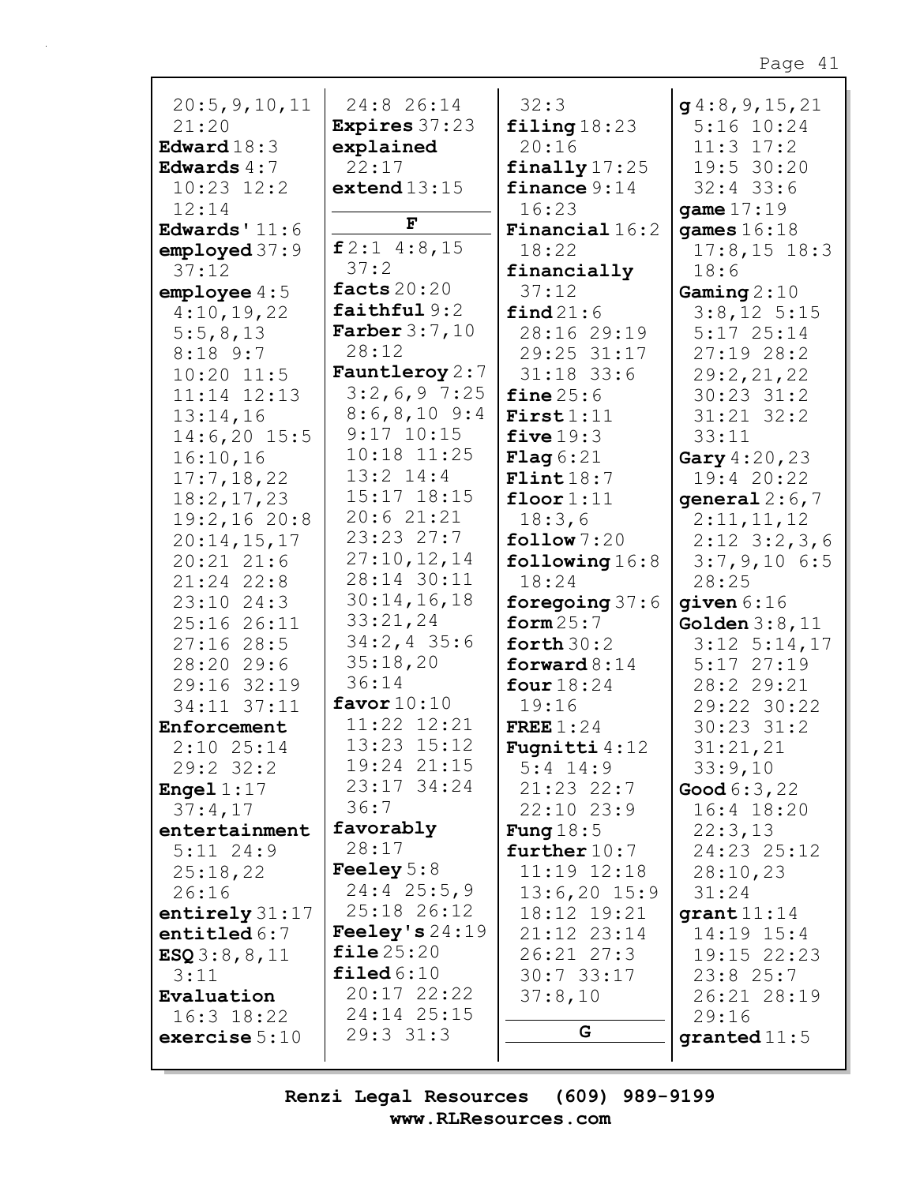20:5,9,10,11
21:20
**Edward** 18:3
**Edwards** 4:7
10:23 12:2
12:14
**Edwards'** 11:6
**employed** 37:9
37:12
**employee** 4:5
4:10,19,22
5:5,8,13
8:18 9:7
10:20 11:5
11:14 12:13
13:14,16
14:6,20 15:5
16:10,16
17:7,18,22
18:2,17,23
19:2,16 20:8
20:14,15,17
20:21 21:6
21:24 22:8
23:10 24:3
25:16 26:11
27:16 28:5
28:20 29:6
29:16 32:19
34:11 37:11
**Enforcement**
2:10 25:14
29:2 32:2
**Engel** 1:17
37:4,17
**entertainment**
5:11 24:9
25:18,22
26:16
**entirely** 31:17
**entitled** 6:7
**ESQ** 3:8,8,11
3:11
**Evaluation**
16:3 18:22
**exercise** 5:10

24:8 26:14
**Expires** 37:23
**explained**
22:17
**extend** 13:15

**F**

**f** 2:1 4:8,15
37:2
**facts** 20:20
**faithful** 9:2
**Farber** 3:7,10
28:12
**Fauntleroy** 2:7
3:2,6,9 7:25
8:6,8,10 9:4
9:17 10:15
10:18 11:25
13:2 14:4
15:17 18:15
20:6 21:21
23:23 27:7
27:10,12,14
28:14 30:11
30:14,16,18
33:21,24
34:2,4 35:6
35:18,20
36:14
**favor** 10:10
11:22 12:21
13:23 15:12
19:24 21:15
23:17 34:24
36:7
**favorably**
28:17
**Feeley** 5:8
24:4 25:5,9
25:18 26:12
**Feeley's** 24:19
**file** 25:20
**filed** 6:10
20:17 22:22
24:14 25:15
29:3 31:3

32:3
**filing** 18:23
20:16
**finally** 17:25
**finance** 9:14
16:23
**Financial** 16:2
18:22
**financially**
37:12
**find** 21:6
28:16 29:19
29:25 31:17
31:18 33:6
**fine** 25:6
**First** 1:11
**five** 19:3
**Flag** 6:21
**Flint** 18:7
**floor** 1:11
18:3,6
**follow** 7:20
**following** 16:8
18:24
**foregoing** 37:6
**form** 25:7
**forth** 30:2
**forward** 8:14
**four** 18:24
19:16
**FREE** 1:24
**Fugnitti** 4:12
5:4 14:9
21:23 22:7
22:10 23:9
**Fung** 18:5
**further** 10:7
11:19 12:18
13:6,20 15:9
18:12 19:21
21:12 23:14
26:21 27:3
30:7 33:17
37:8,10

**G**

**g** 4:8,9,15,21
5:16 10:24
11:3 17:2
19:5 30:20
32:4 33:6
**game** 17:19
**games** 16:18
17:8,15 18:3
18:6
**Gaming** 2:10
3:8,12 5:15
5:17 25:14
27:19 28:2
29:2,21,22
30:23 31:2
31:21 32:2
33:11
**Gary** 4:20,23
19:4 20:22
**general** 2:6,7
2:11,11,12
2:12 3:2,3,6
3:7,9,10 6:5
28:25
**given** 6:16
**Golden** 3:8,11
3:12 5:14,17
5:17 27:19
28:2 29:21
29:22 30:22
30:23 31:2
31:21,21
33:9,10
**Good** 6:3,22
16:4 18:20
22:3,13
24:23 25:12
28:10,23
31:24
**grant** 11:14
14:19 15:4
19:15 22:23
23:8 25:7
26:21 28:19
29:16
**granted** 11:5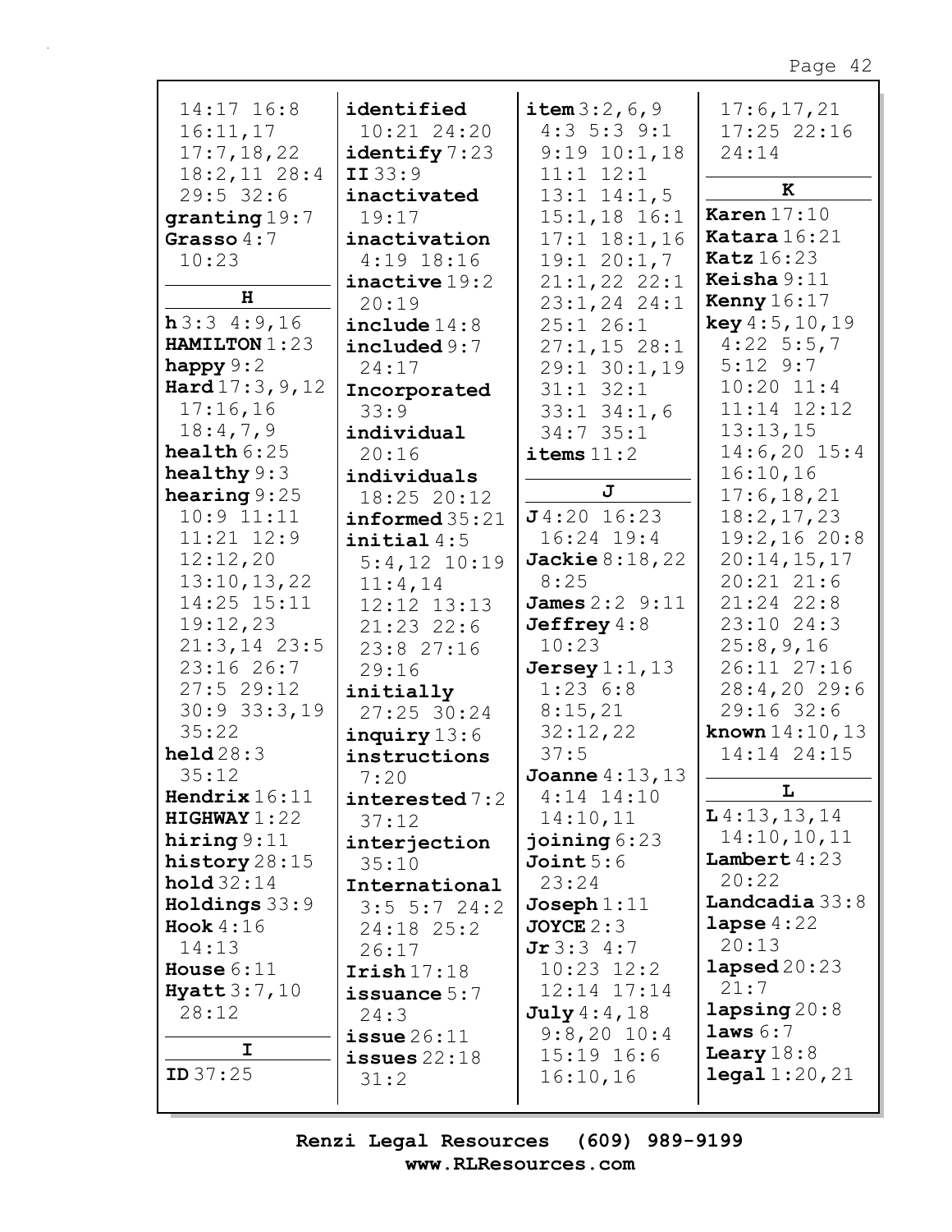14:17 16:8 16:11,17 17:7,18,22 18:2,11 28:4 29:5 32:6
**granting** 19:7
**Grasso** 4:7 10:23

## H

**h** 3:3 4:9,16
**HAMILTON** 1:23
**happy** 9:2
**Hard** 17:3,9,12 17:16,16 18:4,7,9
**health** 6:25
**healthy** 9:3
**hearing** 9:25 10:9 11:11 11:21 12:9 12:12,20 13:10,13,22 14:25 15:11 19:12,23 21:3,14 23:5 23:16 26:7 27:5 29:12 30:9 33:3,19 35:22
**held** 28:3 35:12
**Hendrix** 16:11
**HIGHWAY** 1:22
**hiring** 9:11
**history** 28:15
**hold** 32:14
**Holdings** 33:9
**Hook** 4:16 14:13
**House** 6:11
**Hyatt** 3:7,10 28:12

## I

**ID** 37:25
**identified** 10:21 24:20
**identify** 7:23
**II** 33:9
**inactivated** 19:17
**inactivation** 4:19 18:16
**inactive** 19:2 20:19
**include** 14:8
**included** 9:7 24:17
**Incorporated** 33:9
**individual** 20:16
**individuals** 18:25 20:12
**informed** 35:21
**initial** 4:5 5:4,12 10:19 11:4,14 12:12 13:13 21:23 22:6 23:8 27:16 29:16
**initially** 27:25 30:24
**inquiry** 13:6
**instructions** 7:20
**interested** 7:2 37:12
**interjection** 35:10
**International** 3:5 5:7 24:2 24:18 25:2 26:17
**Irish** 17:18
**issuance** 5:7 24:3
**issue** 26:11
**issues** 22:18 31:2
**item** 3:2,6,9 4:3 5:3 9:1 9:19 10:1,18 11:1 12:1 13:1 14:1,5 15:1,18 16:1 17:1 18:1,16 19:1 20:1,7 21:1,22 22:1 23:1,24 24:1 25:1 26:1 27:1,15 28:1 29:1 30:1,19 31:1 32:1 33:1 34:1,6 34:7 35:1
**items** 11:2

## J

**J** 4:20 16:23 16:24 19:4
**Jackie** 8:18,22 8:25
**James** 2:2 9:11
**Jeffrey** 4:8 10:23
**Jersey** 1:1,13 1:23 6:8 8:15,21 32:12,22 37:5
**Joanne** 4:13,13 4:14 14:10 14:10,11
**joining** 6:23
**Joint** 5:6 23:24
**Joseph** 1:11
**JOYCE** 2:3
**Jr** 3:3 4:7 10:23 12:2 12:14 17:14
**July** 4:4,18 9:8,20 10:4 15:19 16:6 16:10,16
17:6,17,21 17:25 22:16 24:14

## K

**Karen** 17:10
**Katara** 16:21
**Katz** 16:23
**Keisha** 9:11
**Kenny** 16:17
**key** 4:5,10,19 4:22 5:5,7 5:12 9:7 10:20 11:4 11:14 12:12 13:13,15 14:6,20 15:4 16:10,16 17:6,18,21 18:2,17,23 19:2,16 20:8 20:14,15,17 20:21 21:6 21:24 22:8 23:10 24:3 25:8,9,16 26:11 27:16 28:4,20 29:6 29:16 32:6
**known** 14:10,13 14:14 24:15

## L

**L** 4:13,13,14 14:10,10,11
**Lambert** 4:23 20:22
**Landcadia** 33:8
**lapse** 4:22 20:13
**lapsed** 20:23 21:7
**lapsing** 20:8
**laws** 6:7
**Leary** 18:8
**legal** 1:20,21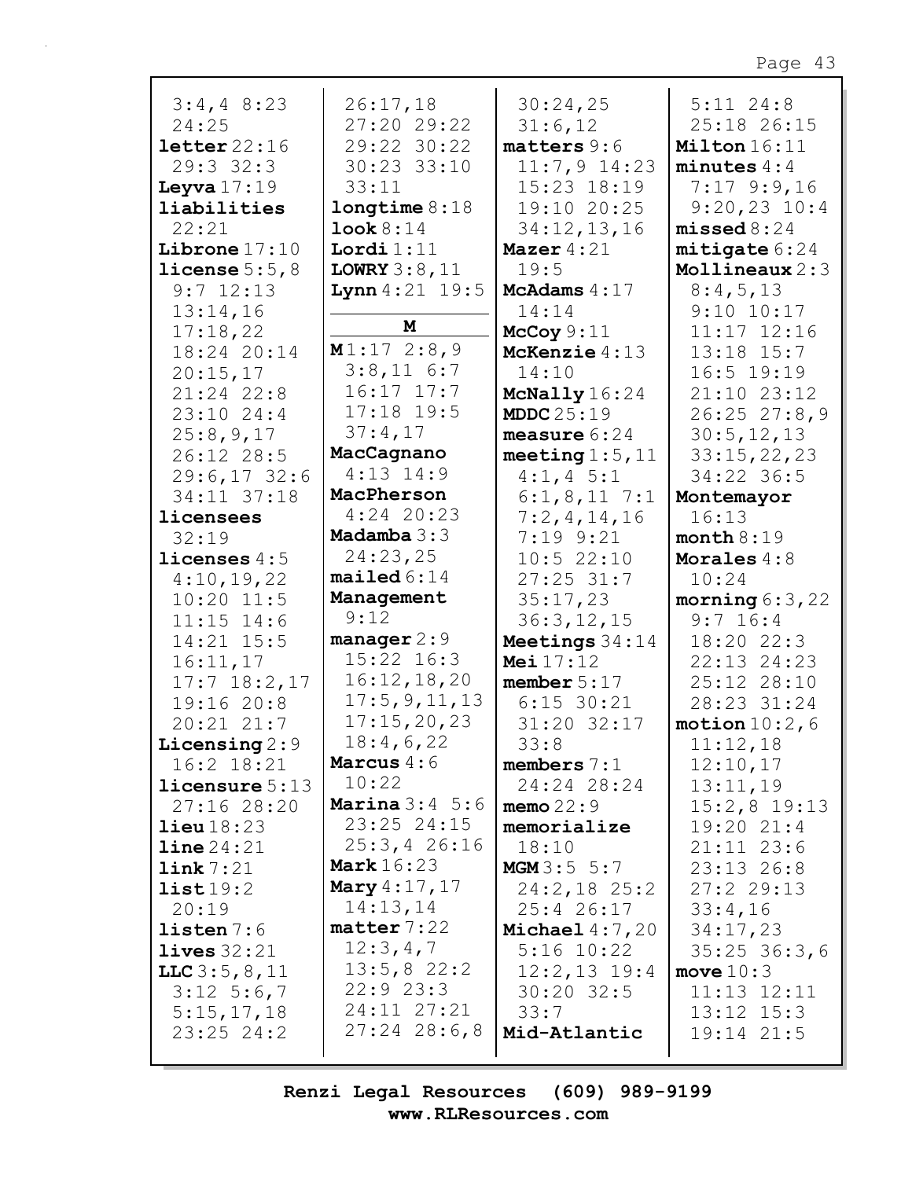3:4,4 8:23
24:25
**letter** 22:16
29:3 32:3
**Leyva** 17:19
**liabilities**
22:21
**Librone** 17:10
**license** 5:5,8
9:7 12:13
13:14,16
17:18,22
18:24 20:14
20:15,17
21:24 22:8
23:10 24:4
25:8,9,17
26:12 28:5
29:6,17 32:6
34:11 37:18
**licensees**
32:19
**licenses** 4:5
4:10,19,22
10:20 11:5
11:15 14:6
14:21 15:5
16:11,17
17:7 18:2,17
19:16 20:8
20:21 21:7
**Licensing** 2:9
16:2 18:21
**licensure** 5:13
27:16 28:20
**lieu** 18:23
**line** 24:21
**link** 7:21
**list** 19:2
20:19
**listen** 7:6
**lives** 32:21
**LLC** 3:5,8,11
3:12 5:6,7
5:15,17,18
23:25 24:2

26:17,18
27:20 29:22
29:22 30:22
30:23 33:10
33:11
**longtime** 8:18
**look** 8:14
**Lordi** 1:11
**LOWRY** 3:8,11
**Lynn** 4:21 19:5

**M**

**M** 1:17 2:8,9
3:8,11 6:7
16:17 17:7
17:18 19:5
37:4,17
**MacCagnano**
4:13 14:9
**MacPherson**
4:24 20:23
**Madamba** 3:3
24:23,25
**mailed** 6:14
**Management**
9:12
**manager** 2:9
15:22 16:3
16:12,18,20
17:5,9,11,13
17:15,20,23
18:4,6,22
**Marcus** 4:6
10:22
**Marina** 3:4 5:6
23:25 24:15
25:3,4 26:16
**Mark** 16:23
**Mary** 4:17,17
14:13,14
**matter** 7:22
12:3,4,7
13:5,8 22:2
22:9 23:3
24:11 27:21
27:24 28:6,8

30:24,25
31:6,12
**matters** 9:6
11:7,9 14:23
15:23 18:19
19:10 20:25
34:12,13,16
**Mazer** 4:21
19:5
**McAdams** 4:17
14:14
**McCoy** 9:11
**McKenzie** 4:13
14:10
**McNally** 16:24
**MDDC** 25:19
**measure** 6:24
**meeting** 1:5,11
4:1,4 5:1
6:1,8,11 7:1
7:2,4,14,16
7:19 9:21
10:5 22:10
27:25 31:7
35:17,23
36:3,12,15
**Meetings** 34:14
**Mei** 17:12
**member** 5:17
6:15 30:21
31:20 32:17
33:8
**members** 7:1
24:24 28:24
**memo** 22:9
**memorialize**
18:10
**MGM** 3:5 5:7
24:2,18 25:2
25:4 26:17
**Michael** 4:7,20
5:16 10:22
12:2,13 19:4
30:20 32:5
33:7
**Mid-Atlantic**

5:11 24:8
25:18 26:15
**Milton** 16:11
**minutes** 4:4
7:17 9:9,16
9:20,23 10:4
**missed** 8:24
**mitigate** 6:24
**Mollineaux** 2:3
8:4,5,13
9:10 10:17
11:17 12:16
13:18 15:7
16:5 19:19
21:10 23:12
26:25 27:8,9
30:5,12,13
33:15,22,23
34:22 36:5
**Montemayor**
16:13
**month** 8:19
**Morales** 4:8
10:24
**morning** 6:3,22
9:7 16:4
18:20 22:3
22:13 24:23
25:12 28:10
28:23 31:24
**motion** 10:2,6
11:12,18
12:10,17
13:11,19
15:2,8 19:13
19:20 21:4
21:11 23:6
23:13 26:8
27:2 29:13
33:4,16
34:17,23
35:25 36:3,6
**move** 10:3
11:13 12:11
13:12 15:3
19:14 21:5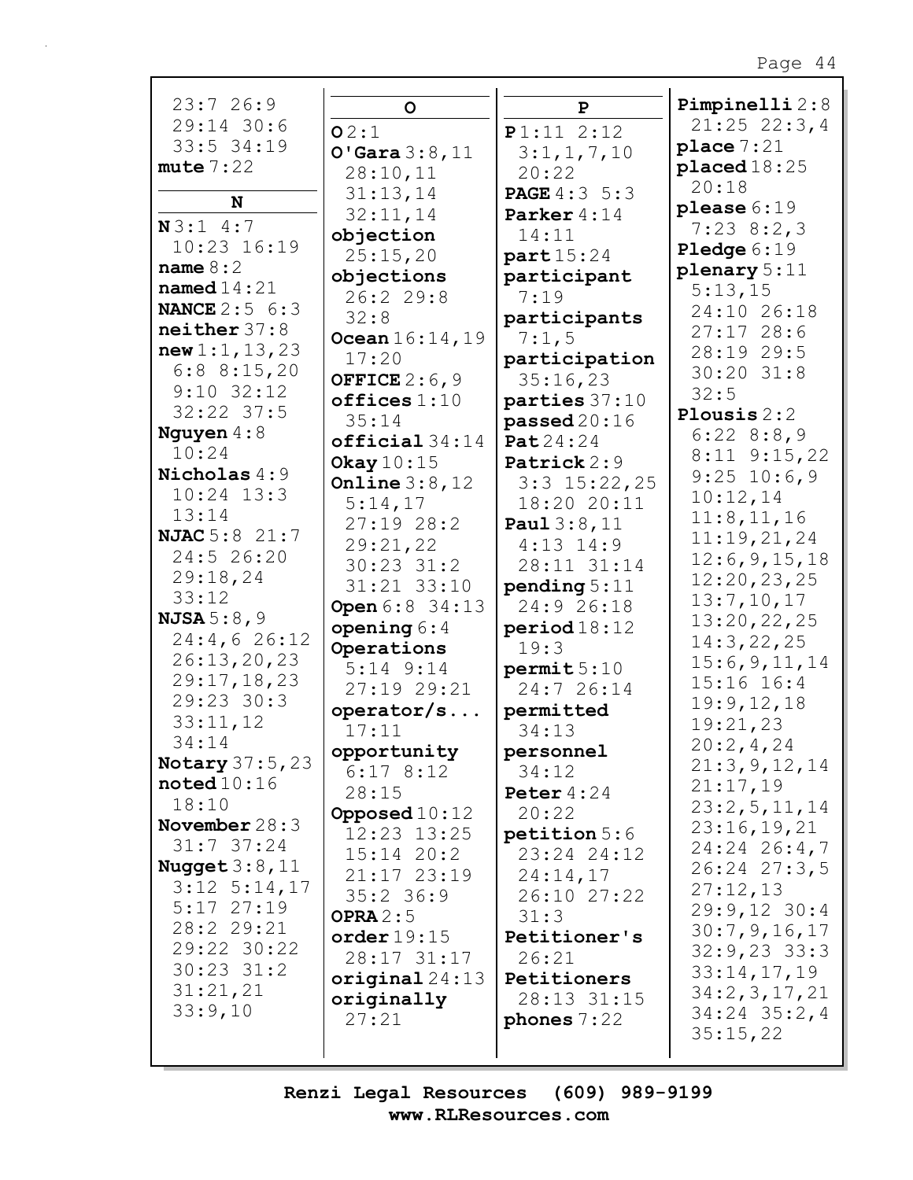23:7 26:9
29:14 30:6
33:5 34:19
**mute** 7:22

**N**

**N** 3:1 4:7
10:23 16:19
**name** 8:2
**named** 14:21
**NANCE** 2:5 6:3
**neither** 37:8
**new** 1:1,13,23
6:8 8:15,20
9:10 32:12
32:22 37:5
**Nguyen** 4:8
10:24
**Nicholas** 4:9
10:24 13:3
13:14
**NJAC** 5:8 21:7
24:5 26:20
29:18,24
33:12
**NJSA** 5:8,9
24:4,6 26:12
26:13,20,23
29:17,18,23
29:23 30:3
33:11,12
34:14
**Notary** 37:5,23
**noted** 10:16
18:10
**November** 28:3
31:7 37:24
**Nugget** 3:8,11
3:12 5:14,17
5:17 27:19
28:2 29:21
29:22 30:22
30:23 31:2
31:21,21
33:9,10

**O**

**O** 2:1
**O'Gara** 3:8,11
28:10,11
31:13,14
32:11,14
**objection**
25:15,20
**objections**
26:2 29:8
32:8
**Ocean** 16:14,19
17:20
**OFFICE** 2:6,9
**offices** 1:10
35:14
**official** 34:14
**Okay** 10:15
**Online** 3:8,12
5:14,17
27:19 28:2
29:21,22
30:23 31:2
31:21 33:10
**Open** 6:8 34:13
**opening** 6:4
**Operations**
5:14 9:14
27:19 29:21
**operator/s...**
17:11
**opportunity**
6:17 8:12
28:15
**Opposed** 10:12
12:23 13:25
15:14 20:2
21:17 23:19
35:2 36:9
**OPRA** 2:5
**order** 19:15
28:17 31:17
**original** 24:13
**originally**
27:21

**P**

**P** 1:11 2:12
3:1,1,7,10
20:22
**PAGE** 4:3 5:3
**Parker** 4:14
14:11
**part** 15:24
**participant**
7:19
**participants**
7:1,5
**participation**
35:16,23
**parties** 37:10
**passed** 20:16
**Pat** 24:24
**Patrick** 2:9
3:3 15:22,25
18:20 20:11
**Paul** 3:8,11
4:13 14:9
28:11 31:14
**pending** 5:11
24:9 26:18
**period** 18:12
19:3
**permit** 5:10
24:7 26:14
**permitted**
34:13
**personnel**
34:12
**Peter** 4:24
20:22
**petition** 5:6
23:24 24:12
24:14,17
26:10 27:22
31:3
**Petitioner's**
26:21
**Petitioners**
28:13 31:15
**phones** 7:22

**Pimpinelli** 2:8
21:25 22:3,4
**place** 7:21
**placed** 18:25
20:18
**please** 6:19
7:23 8:2,3
**Pledge** 6:19
**plenary** 5:11
5:13,15
24:10 26:18
27:17 28:6
28:19 29:5
30:20 31:8
32:5
**Plousis** 2:2
6:22 8:8,9
8:11 9:15,22
9:25 10:6,9
10:12,14
11:8,11,16
11:19,21,24
12:6,9,15,18
12:20,23,25
13:7,10,17
13:20,22,25
14:3,22,25
15:6,9,11,14
15:16 16:4
19:9,12,18
19:21,23
20:2,4,24
21:3,9,12,14
21:17,19
23:2,5,11,14
23:16,19,21
24:24 26:4,7
26:24 27:3,5
27:12,13
29:9,12 30:4
30:7,9,16,17
32:9,23 33:3
33:14,17,19
34:2,3,17,21
34:24 35:2,4
35:15,22

Renzi Legal Resources (609) 989-9199
www.RLResources.com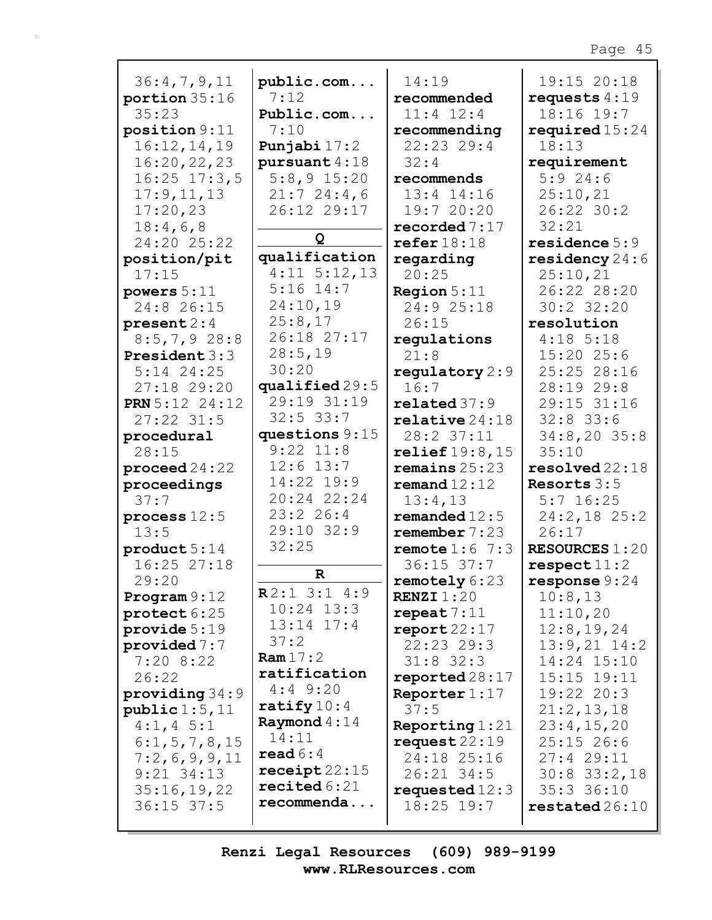36:4,7,9,11
**portion** 35:16 35:23
**position** 9:11 16:12,14,19 16:20,22,23 16:25 17:3,5 17:9,11,13 17:20,23 18:4,6,8 24:20 25:22
**position/pit** 17:15
**powers** 5:11 24:8 26:15
**present** 2:4 8:5,7,9 28:8
**President** 3:3 5:14 24:25 27:18 29:20
**PRN** 5:12 24:12 27:22 31:5
**procedural** 28:15
**proceed** 24:22
**proceedings** 37:7
**process** 12:5 13:5
**product** 5:14 16:25 27:18 29:20
**Program** 9:12
**protect** 6:25
**provide** 5:19
**provided** 7:7 7:20 8:22 26:22
**providing** 34:9
**public** 1:5,11 4:1,4 5:1 6:1,5,7,8,15 7:2,6,9,9,11 9:21 34:13 35:16,19,22 36:15 37:5
**public.com...** 7:12
**Public.com...** 7:10
**Punjabi** 17:2
**pursuant** 4:18 5:8,9 15:20 21:7 24:4,6 26:12 29:17

**Q**

**qualification** 4:11 5:12,13 5:16 14:7 24:10,19 25:8,17 26:18 27:17 28:5,19 30:20
**qualified** 29:5 29:19 31:19 32:5 33:7
**questions** 9:15 9:22 11:8 12:6 13:7 14:22 19:9 20:24 22:24 23:2 26:4 29:10 32:9 32:25

**R**

**R** 2:1 3:1 4:9 10:24 13:3 13:14 17:4 37:2
**Ram** 17:2
**ratification** 4:4 9:20
**ratify** 10:4
**Raymond** 4:14 14:11
**read** 6:4
**receipt** 22:15
**recited** 6:21
**recommenda...** 14:19
**recommended** 11:4 12:4
**recommending** 22:23 29:4 32:4
**recommends** 13:4 14:16 19:7 20:20
**recorded** 7:17
**refer** 18:18
**regarding** 20:25
**Region** 5:11 24:9 25:18 26:15
**regulations** 21:8
**regulatory** 2:9 16:7
**related** 37:9
**relative** 24:18 28:2 37:11
**relief** 19:8,15
**remains** 25:23
**remand** 12:12 13:4,13
**remanded** 12:5
**remember** 7:23
**remote** 1:6 7:3 36:15 37:7
**remotely** 6:23
**RENZI** 1:20
**repeat** 7:11
**report** 22:17 22:23 29:3 31:8 32:3
**reported** 28:17
**Reporter** 1:17 37:5
**Reporting** 1:21
**request** 22:19 24:18 25:16 26:21 34:5
**requested** 12:3 18:25 19:7 19:15 20:18
**requests** 4:19 18:16 19:7
**required** 15:24 18:13
**requirement** 5:9 24:6 25:10,21 26:22 30:2 32:21
**residence** 5:9
**residency** 24:6 25:10,21 26:22 28:20 30:2 32:20
**resolution** 4:18 5:18 15:20 25:6 25:25 28:16 28:19 29:8 29:15 31:16 32:8 33:6 34:8,20 35:8 35:10
**resolved** 22:18
**Resorts** 3:5 5:7 16:25 24:2,18 25:2 26:17
**RESOURCES** 1:20
**respect** 11:2
**response** 9:24 10:8,13 11:10,20 12:8,19,24 13:9,21 14:2 14:24 15:10 15:15 19:11 19:22 20:3 21:2,13,18 23:4,15,20 25:15 26:6 27:4 29:11 30:8 33:2,18 35:3 36:10
**restated** 26:10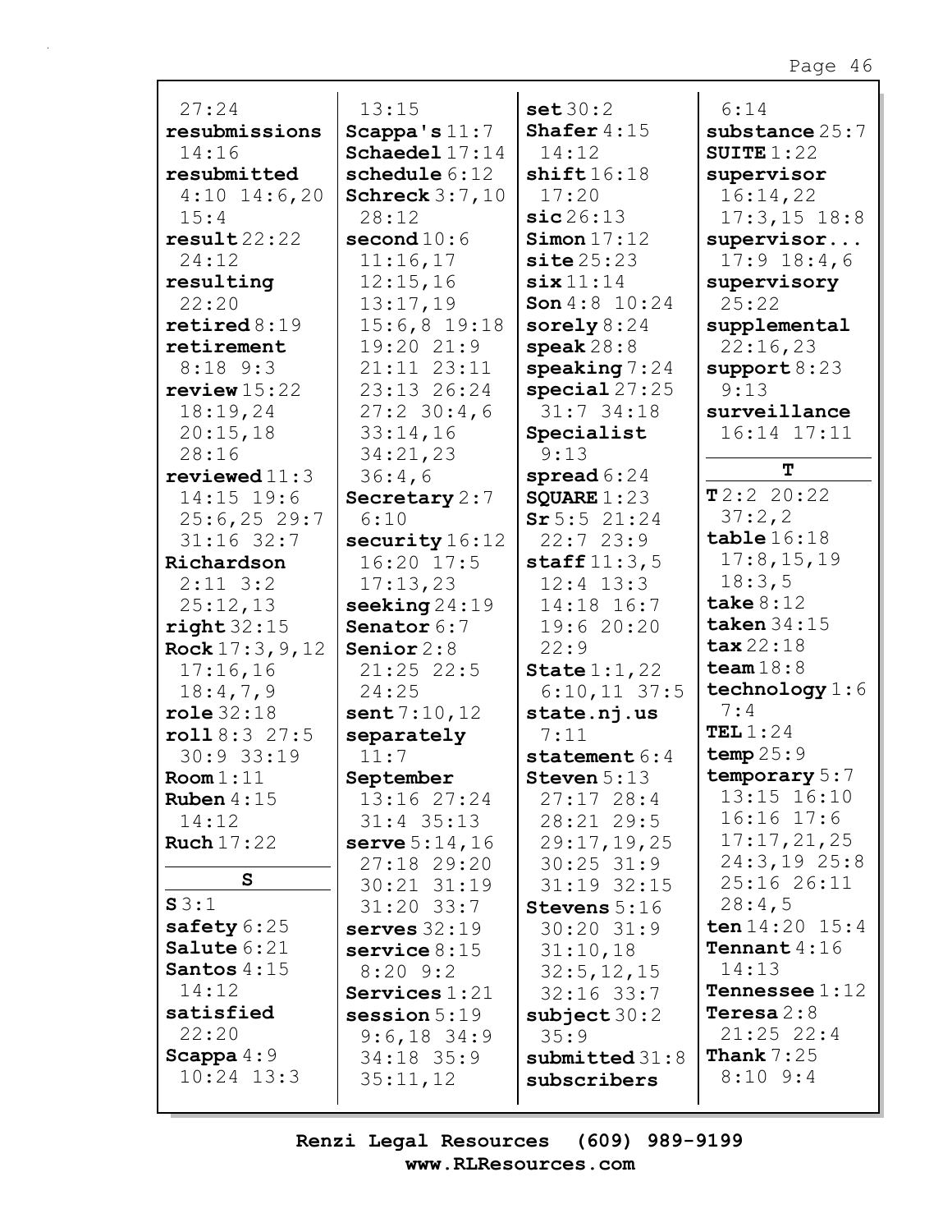27:24
**resubmissions** 14:16
**resubmitted** 4:10 14:6,20 15:4
**result** 22:22 24:12
**resulting** 22:20
**retired** 8:19
**retirement** 8:18 9:3
**review** 15:22 18:19,24 20:15,18 28:16
**reviewed** 11:3 14:15 19:6 25:6,25 29:7 31:16 32:7
**Richardson** 2:11 3:2 25:12,13
**right** 32:15
**Rock** 17:3,9,12 17:16,16 18:4,7,9
**role** 32:18
**roll** 8:3 27:5 30:9 33:19
**Room** 1:11
**Ruben** 4:15 14:12
**Ruch** 17:22

**S**

**S** 3:1
**safety** 6:25
**Salute** 6:21
**Santos** 4:15 14:12
**satisfied** 22:20
**Scappa** 4:9 10:24 13:3 13:15
**Scappa's** 11:7
**Schaedel** 17:14
**schedule** 6:12
**Schreck** 3:7,10 28:12
**second** 10:6 11:16,17 12:15,16 13:17,19 15:6,8 19:18 19:20 21:9 21:11 23:11 23:13 26:24 27:2 30:4,6 33:14,16 34:21,23 36:4,6
**Secretary** 2:7 6:10
**security** 16:12 16:20 17:5 17:13,23
**seeking** 24:19
**Senator** 6:7
**Senior** 2:8 21:25 22:5 24:25
**sent** 7:10,12
**separately** 11:7
**September** 13:16 27:24 31:4 35:13
**serve** 5:14,16 27:18 29:20 30:21 31:19 31:20 33:7
**serves** 32:19
**service** 8:15 8:20 9:2
**Services** 1:21
**session** 5:19 9:6,18 34:9 34:18 35:9 35:11,12
**set** 30:2
**Shafer** 4:15 14:12
**shift** 16:18 17:20
**sic** 26:13
**Simon** 17:12
**site** 25:23
**six** 11:14
**Son** 4:8 10:24
**sorely** 8:24
**speak** 28:8
**speaking** 7:24
**special** 27:25 31:7 34:18
**Specialist** 9:13
**spread** 6:24
**SQUARE** 1:23
**Sr** 5:5 21:24 22:7 23:9
**staff** 11:3,5 12:4 13:3 14:18 16:7 19:6 20:20 22:9
**State** 1:1,22 6:10,11 37:5
**state.nj.us** 7:11
**statement** 6:4
**Steven** 5:13 27:17 28:4 28:21 29:5 29:17,19,25 30:25 31:9 31:19 32:15
**Stevens** 5:16 30:20 31:9 31:10,18 32:5,12,15 32:16 33:7
**subject** 30:2 35:9
**submitted** 31:8
**subscribers** 6:14
**substance** 25:7
**SUITE** 1:22
**supervisor** 16:14,22 17:3,15 18:8
**supervisor...** 17:9 18:4,6
**supervisory** 25:22
**supplemental** 22:16,23
**support** 8:23 9:13
**surveillance** 16:14 17:11

**T**

**T** 2:2 20:22 37:2,2
**table** 16:18 17:8,15,19 18:3,5
**take** 8:12
**taken** 34:15
**tax** 22:18
**team** 18:8
**technology** 1:6 7:4
**TEL** 1:24
**temp** 25:9
**temporary** 5:7 13:15 16:10 16:16 17:6 17:17,21,25 24:3,19 25:8 25:16 26:11 28:4,5
**ten** 14:20 15:4
**Tennant** 4:16 14:13
**Tennessee** 1:12
**Teresa** 2:8 21:25 22:4
**Thank** 7:25 8:10 9:4

Renzi Legal Resources (609) 989-9199
www.RLResources.com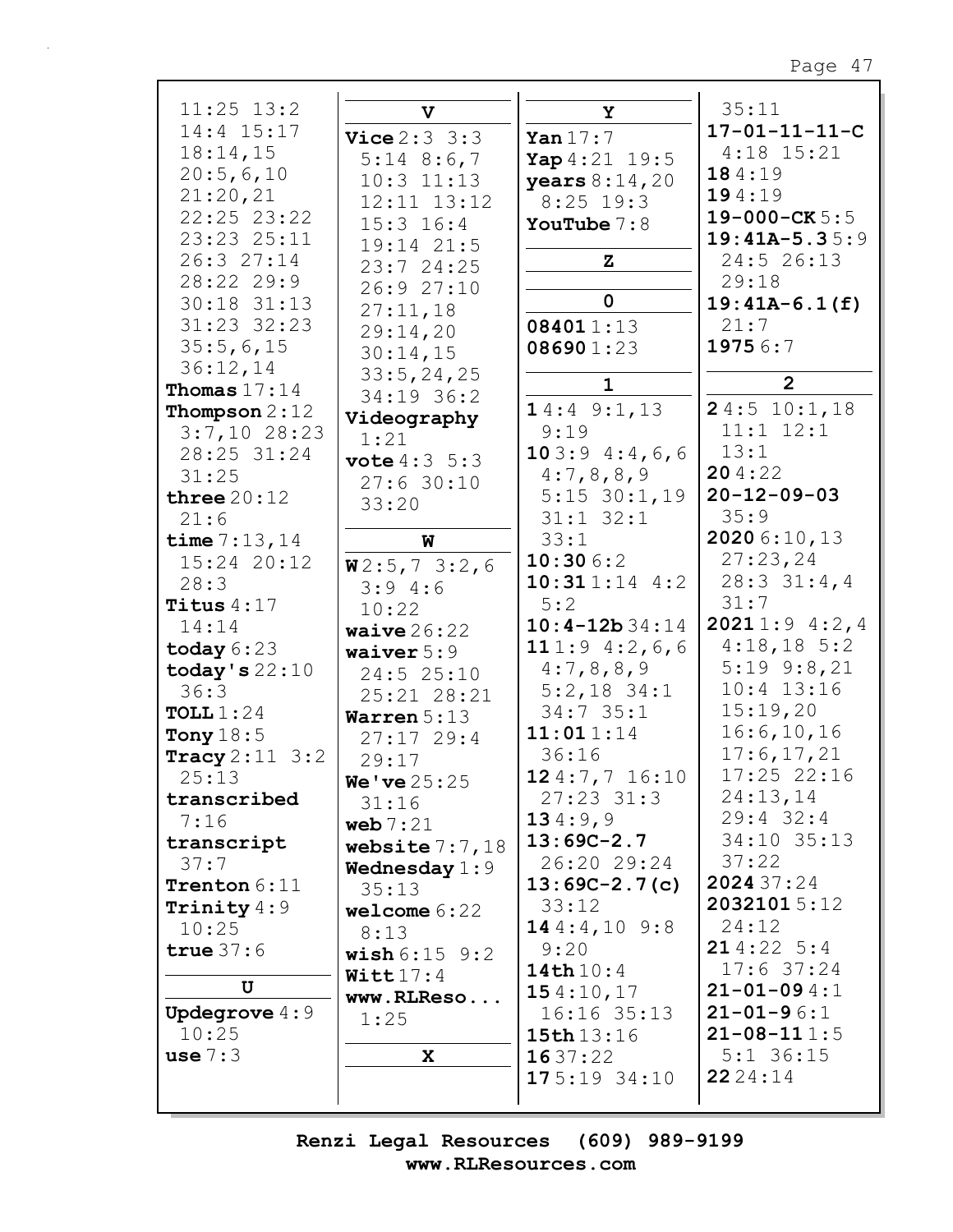11:25 13:2
14:4 15:17
18:14,15
20:5,6,10
21:20,21
22:25 23:22
23:23 25:11
26:3 27:14
28:22 29:9
30:18 31:13
31:23 32:23
35:5,6,15
36:12,14

**Thomas** 17:14

**Thompson** 2:12
3:7,10 28:23
28:25 31:24
31:25

**three** 20:12
21:6

**time** 7:13,14
15:24 20:12
28:3

**Titus** 4:17
14:14

**today** 6:23

**today's** 22:10
36:3

**TOLL** 1:24

**Tony** 18:5

**Tracy** 2:11 3:2
25:13

**transcribed**
7:16

**transcript**
37:7

**Trenton** 6:11

**Trinity** 4:9
10:25

**true** 37:6

## U

**Updegrove** 4:9
10:25

**use** 7:3

## V

**Vice** 2:3 3:3
5:14 8:6,7
10:3 11:13
12:11 13:12
15:3 16:4
19:14 21:5
23:7 24:25
26:9 27:10
27:11,18
29:14,20
30:14,15
33:5,24,25
34:19 36:2

**Videography**
1:21

**vote** 4:3 5:3
27:6 30:10
33:20

## W

**W** 2:5,7 3:2,6
3:9 4:6
10:22

**waive** 26:22

**waiver** 5:9
24:5 25:10
25:21 28:21

**Warren** 5:13
27:17 29:4
29:17

**We've** 25:25
31:16

**web** 7:21

**website** 7:7,18

**Wednesday** 1:9
35:13

**welcome** 6:22
8:13

**wish** 6:15 9:2

**Witt** 17:4

**www.RLReso...**
1:25

## X

## Y

**Yan** 17:7

**Yap** 4:21 19:5

**years** 8:14,20
8:25 19:3

**YouTube** 7:8

## Z

## 0

**08401** 1:13

**08690** 1:23

## 1

**1** 4:4 9:1,13
9:19

**10** 3:9 4:4,6,6
4:7,8,8,9
5:15 30:1,19
31:1 32:1
33:1

**10:30** 6:2

**10:31** 1:14 4:2
5:2

**10:4-12b** 34:14

**11** 1:9 4:2,6,6
4:7,8,8,9
5:2,18 34:1
34:7 35:1

**11:01** 1:14
36:16

**12** 4:7,7 16:10
27:23 31:3

**13** 4:9,9

**13:69C-2.7**
26:20 29:24

**13:69C-2.7(c)**
33:12

**14** 4:4,10 9:8
9:20

**14th** 10:4

**15** 4:10,17
16:16 35:13

**15th** 13:16

**16** 37:22

**17** 5:19 34:10
35:11

**17-01-11-11-C**
4:18 15:21

**18** 4:19

**19** 4:19

**19-000-CK** 5:5

**19:41A-5.3** 5:9
24:5 26:13
29:18

**19:41A-6.1(f)**
21:7

**1975** 6:7

## 2

**2** 4:5 10:1,18
11:1 12:1
13:1

**20** 4:22

**20-12-09-03**
35:9

**2020** 6:10,13
27:23,24
28:3 31:4,4
31:7

**2021** 1:9 4:2,4
4:18,18 5:2
5:19 9:8,21
10:4 13:16
15:19,20
16:6,10,16
17:6,17,21
17:25 22:16
24:13,14
29:4 32:4
34:10 35:13
37:22

**2024** 37:24

**2032101** 5:12
24:12

**21** 4:22 5:4
17:6 37:24

**21-01-09** 4:1

**21-01-9** 6:1

**21-08-11** 1:5
5:1 36:15

**22** 24:14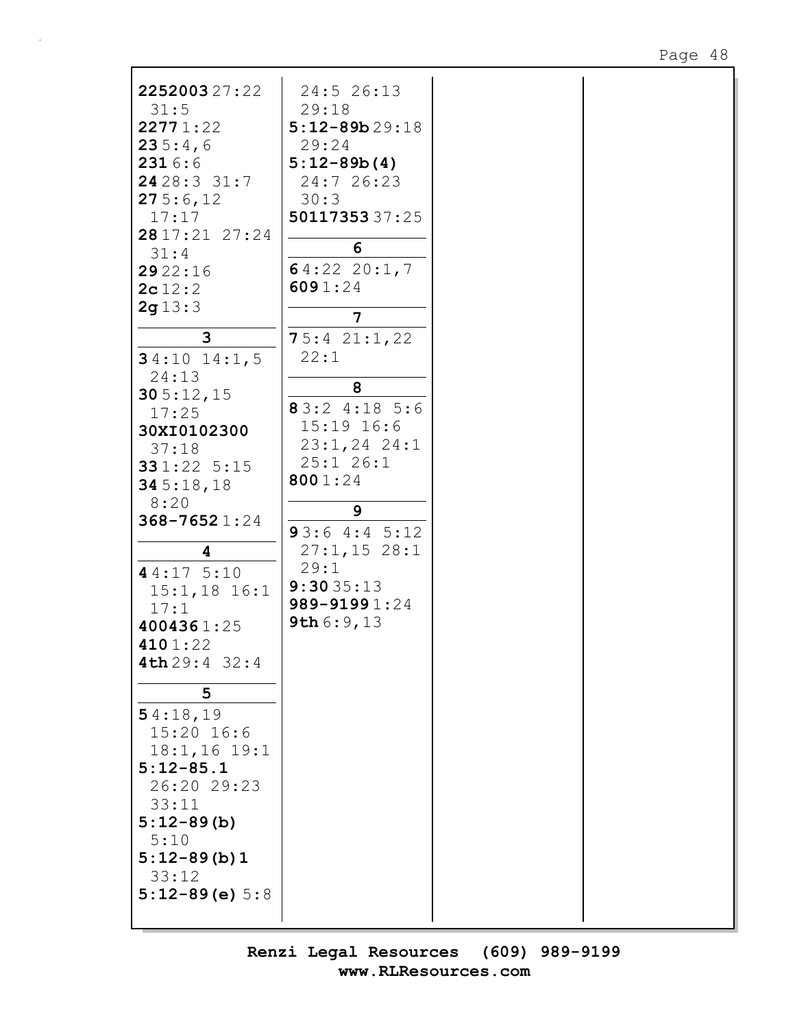**2252003** 27:22 31:5
**2277** 1:22
**23** 5:4,6
**231** 6:6
**24** 28:3 31:7
**27** 5:6,12 17:17
**28** 17:21 27:24 31:4
**29** 22:16
**2c** 12:2
**2g** 13:3

### 3

**3** 4:10 14:1,5 24:13
**30** 5:12,15 17:25
**30XI0102300** 37:18
**33** 1:22 5:15
**34** 5:18,18 8:20
**368-7652** 1:24

### 4

**4** 4:17 5:10 15:1,18 16:1 17:1
**400436** 1:25
**410** 1:22
**4th** 29:4 32:4

### 5

**5** 4:18,19 15:20 16:6 18:1,16 19:1
**5:12-85.1** 26:20 29:23 33:11
**5:12-89(b)** 5:10
**5:12-89(b)1** 33:12
**5:12-89(e)** 5:8 24:5 26:13 29:18
**5:12-89b** 29:18 29:24
**5:12-89b(4)** 24:7 26:23 30:3
**50117353** 37:25

### 6

**6** 4:22 20:1,7
**609** 1:24

### 7

**7** 5:4 21:1,22 22:1

### 8

**8** 3:2 4:18 5:6 15:19 16:6 23:1,24 24:1 25:1 26:1
**800** 1:24

### 9

**9** 3:6 4:4 5:12 27:1,15 28:1 29:1
**9:30** 35:13
**989-9199** 1:24
**9th** 6:9,13